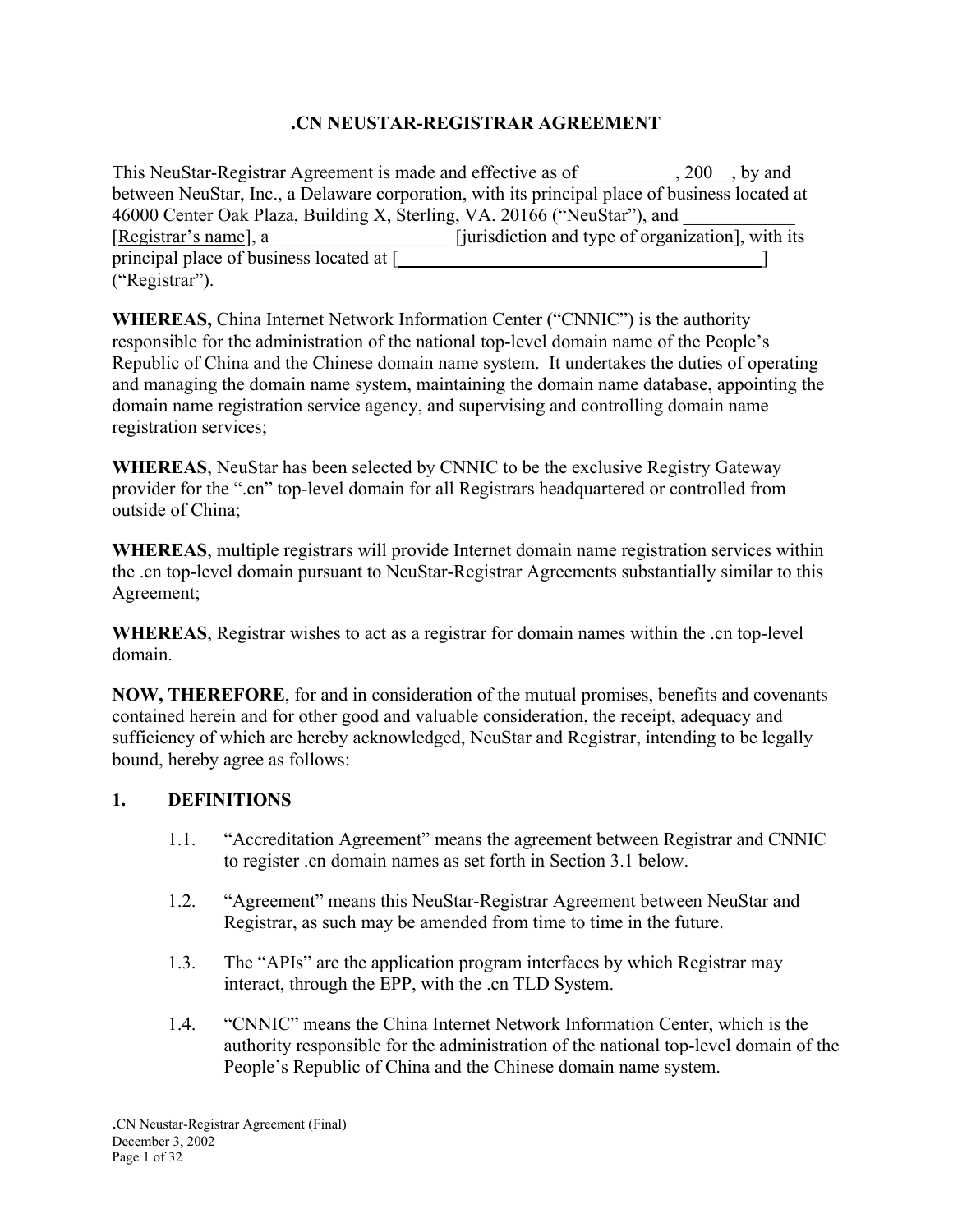# .CN NEUSTAR-REGISTRAR AGREEMENT

This NeuStar-Registrar Agreement is made and effective as of __________, 200__, by and between NeuStar, Inc., a Delaware corporation, with its principal place of business located at 46000 Center Oak Plaza, Building X, Sterling, VA. 20166 ("NeuStar"), and ____________ [Registrar's name], a ___________________ [jurisdiction and type of organization], with its principal place of business located at [_________________________________________] ("Registrar").

**WHEREAS,** China Internet Network Information Center ("CNNIC") is the authority responsible for the administration of the national top-level domain name of the People's Republic of China and the Chinese domain name system. It undertakes the duties of operating and managing the domain name system, maintaining the domain name database, appointing the domain name registration service agency, and supervising and controlling domain name registration services;

**WHEREAS**, NeuStar has been selected by CNNIC to be the exclusive Registry Gateway provider for the ".cn" top-level domain for all Registrars headquartered or controlled from outside of China;

**WHEREAS**, multiple registrars will provide Internet domain name registration services within the .cn top-level domain pursuant to NeuStar-Registrar Agreements substantially similar to this Agreement;

**WHEREAS**, Registrar wishes to act as a registrar for domain names within the .cn top-level domain.

**NOW, THEREFORE**, for and in consideration of the mutual promises, benefits and covenants contained herein and for other good and valuable consideration, the receipt, adequacy and sufficiency of which are hereby acknowledged, NeuStar and Registrar, intending to be legally bound, hereby agree as follows:

## 1. DEFINITIONS

1.1. "Accreditation Agreement" means the agreement between Registrar and CNNIC to register .cn domain names as set forth in Section 3.1 below.

1.2. "Agreement" means this NeuStar-Registrar Agreement between NeuStar and Registrar, as such may be amended from time to time in the future.

1.3. The "APIs" are the application program interfaces by which Registrar may interact, through the EPP, with the .cn TLD System.

1.4. "CNNIC" means the China Internet Network Information Center, which is the authority responsible for the administration of the national top-level domain of the People's Republic of China and the Chinese domain name system.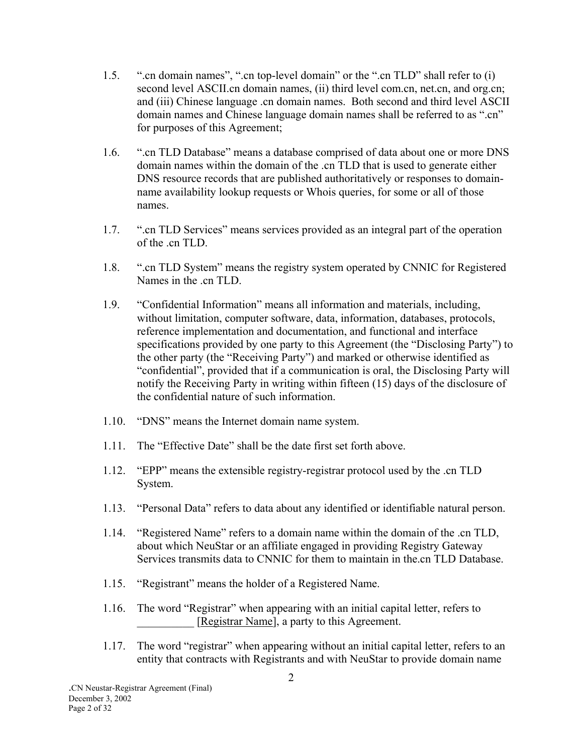1.5. ".cn domain names", ".cn top-level domain" or the ".cn TLD" shall refer to (i) second level ASCII.cn domain names, (ii) third level com.cn, net.cn, and org.cn; and (iii) Chinese language .cn domain names. Both second and third level ASCII domain names and Chinese language domain names shall be referred to as ".cn" for purposes of this Agreement;

1.6. ".cn TLD Database" means a database comprised of data about one or more DNS domain names within the domain of the .cn TLD that is used to generate either DNS resource records that are published authoritatively or responses to domain-name availability lookup requests or Whois queries, for some or all of those names.

1.7. ".cn TLD Services" means services provided as an integral part of the operation of the .cn TLD.

1.8. ".cn TLD System" means the registry system operated by CNNIC for Registered Names in the .cn TLD.

1.9. "Confidential Information" means all information and materials, including, without limitation, computer software, data, information, databases, protocols, reference implementation and documentation, and functional and interface specifications provided by one party to this Agreement (the "Disclosing Party") to the other party (the "Receiving Party") and marked or otherwise identified as "confidential", provided that if a communication is oral, the Disclosing Party will notify the Receiving Party in writing within fifteen (15) days of the disclosure of the confidential nature of such information.

1.10. "DNS" means the Internet domain name system.

1.11. The "Effective Date" shall be the date first set forth above.

1.12. "EPP" means the extensible registry-registrar protocol used by the .cn TLD System.

1.13. "Personal Data" refers to data about any identified or identifiable natural person.

1.14. "Registered Name" refers to a domain name within the domain of the .cn TLD, about which NeuStar or an affiliate engaged in providing Registry Gateway Services transmits data to CNNIC for them to maintain in the.cn TLD Database.

1.15. "Registrant" means the holder of a Registered Name.

1.16. The word "Registrar" when appearing with an initial capital letter, refers to __________ [Registrar Name], a party to this Agreement.

1.17. The word "registrar" when appearing without an initial capital letter, refers to an entity that contracts with Registrants and with NeuStar to provide domain name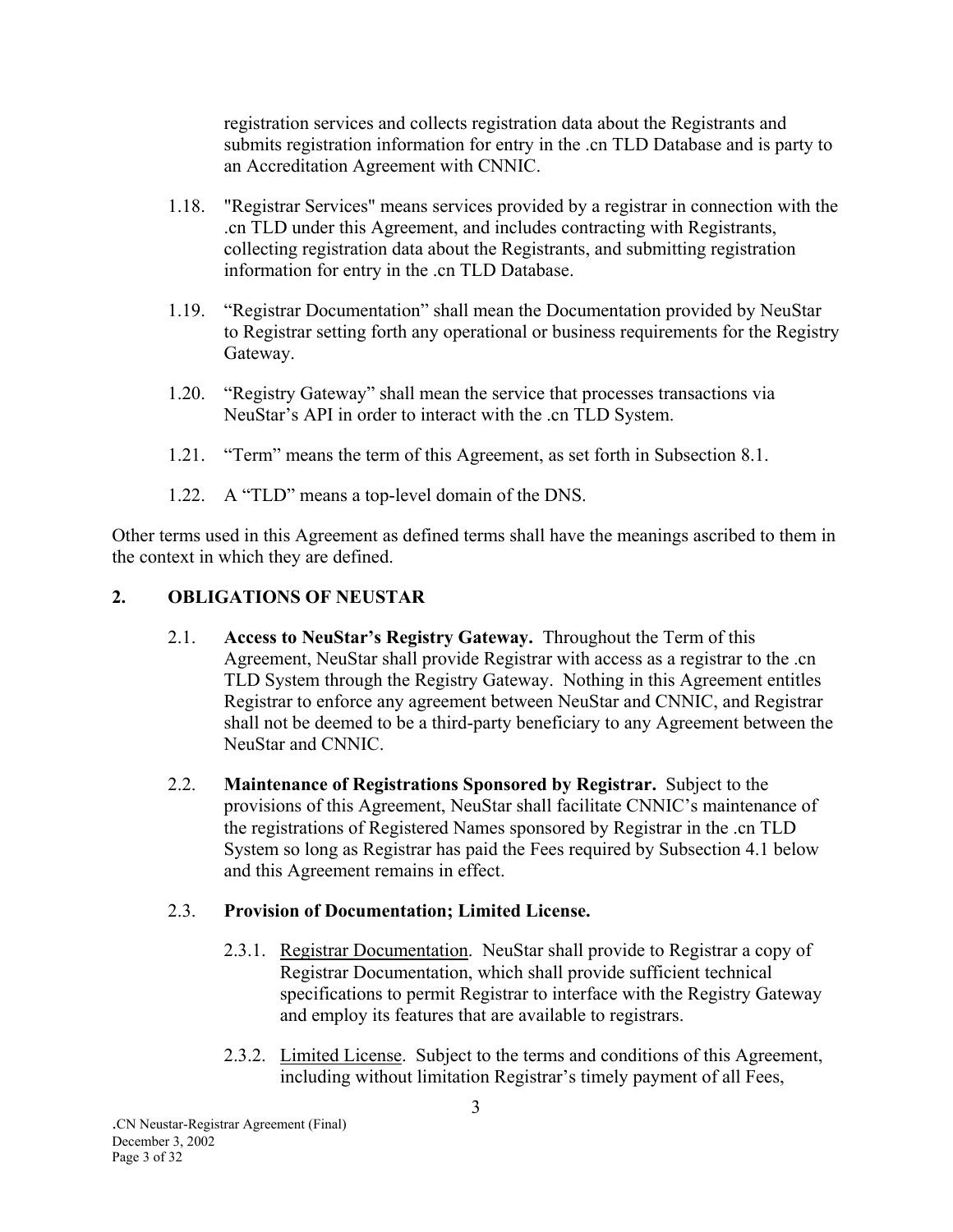registration services and collects registration data about the Registrants and submits registration information for entry in the .cn TLD Database and is party to an Accreditation Agreement with CNNIC.

1.18. "Registrar Services" means services provided by a registrar in connection with the .cn TLD under this Agreement, and includes contracting with Registrants, collecting registration data about the Registrants, and submitting registration information for entry in the .cn TLD Database.

1.19. "Registrar Documentation" shall mean the Documentation provided by NeuStar to Registrar setting forth any operational or business requirements for the Registry Gateway.

1.20. "Registry Gateway" shall mean the service that processes transactions via NeuStar's API in order to interact with the .cn TLD System.

1.21. "Term" means the term of this Agreement, as set forth in Subsection 8.1.

1.22. A "TLD" means a top-level domain of the DNS.

Other terms used in this Agreement as defined terms shall have the meanings ascribed to them in the context in which they are defined.

## 2. OBLIGATIONS OF NEUSTAR

2.1. **Access to NeuStar's Registry Gateway.** Throughout the Term of this Agreement, NeuStar shall provide Registrar with access as a registrar to the .cn TLD System through the Registry Gateway. Nothing in this Agreement entitles Registrar to enforce any agreement between NeuStar and CNNIC, and Registrar shall not be deemed to be a third-party beneficiary to any Agreement between the NeuStar and CNNIC.

2.2. **Maintenance of Registrations Sponsored by Registrar.** Subject to the provisions of this Agreement, NeuStar shall facilitate CNNIC's maintenance of the registrations of Registered Names sponsored by Registrar in the .cn TLD System so long as Registrar has paid the Fees required by Subsection 4.1 below and this Agreement remains in effect.

2.3. **Provision of Documentation; Limited License.**

2.3.1. Registrar Documentation. NeuStar shall provide to Registrar a copy of Registrar Documentation, which shall provide sufficient technical specifications to permit Registrar to interface with the Registry Gateway and employ its features that are available to registrars.

2.3.2. Limited License. Subject to the terms and conditions of this Agreement, including without limitation Registrar's timely payment of all Fees,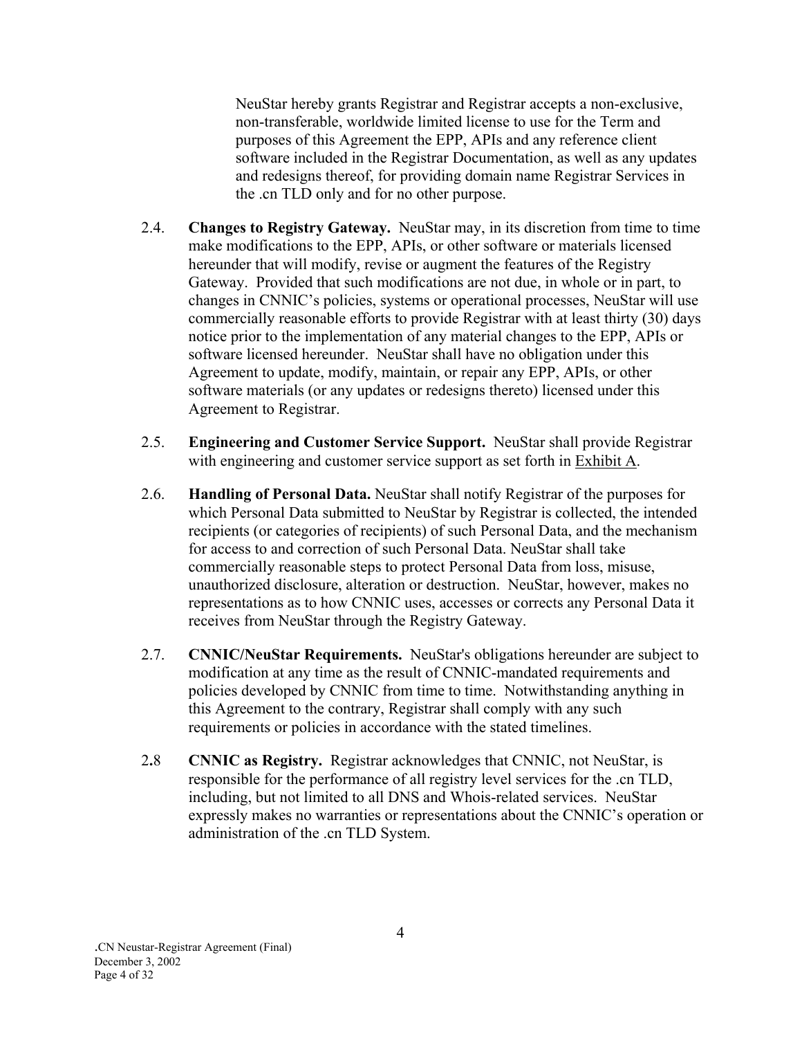NeuStar hereby grants Registrar and Registrar accepts a non-exclusive, non-transferable, worldwide limited license to use for the Term and purposes of this Agreement the EPP, APIs and any reference client software included in the Registrar Documentation, as well as any updates and redesigns thereof, for providing domain name Registrar Services in the .cn TLD only and for no other purpose.

2.4. **Changes to Registry Gateway.** NeuStar may, in its discretion from time to time make modifications to the EPP, APIs, or other software or materials licensed hereunder that will modify, revise or augment the features of the Registry Gateway. Provided that such modifications are not due, in whole or in part, to changes in CNNIC's policies, systems or operational processes, NeuStar will use commercially reasonable efforts to provide Registrar with at least thirty (30) days notice prior to the implementation of any material changes to the EPP, APIs or software licensed hereunder. NeuStar shall have no obligation under this Agreement to update, modify, maintain, or repair any EPP, APIs, or other software materials (or any updates or redesigns thereto) licensed under this Agreement to Registrar.

2.5. **Engineering and Customer Service Support.** NeuStar shall provide Registrar with engineering and customer service support as set forth in Exhibit A.

2.6. **Handling of Personal Data.** NeuStar shall notify Registrar of the purposes for which Personal Data submitted to NeuStar by Registrar is collected, the intended recipients (or categories of recipients) of such Personal Data, and the mechanism for access to and correction of such Personal Data. NeuStar shall take commercially reasonable steps to protect Personal Data from loss, misuse, unauthorized disclosure, alteration or destruction. NeuStar, however, makes no representations as to how CNNIC uses, accesses or corrects any Personal Data it receives from NeuStar through the Registry Gateway.

2.7. **CNNIC/NeuStar Requirements.** NeuStar's obligations hereunder are subject to modification at any time as the result of CNNIC-mandated requirements and policies developed by CNNIC from time to time. Notwithstanding anything in this Agreement to the contrary, Registrar shall comply with any such requirements or policies in accordance with the stated timelines.

2.8 **CNNIC as Registry.** Registrar acknowledges that CNNIC, not NeuStar, is responsible for the performance of all registry level services for the .cn TLD, including, but not limited to all DNS and Whois-related services. NeuStar expressly makes no warranties or representations about the CNNIC's operation or administration of the .cn TLD System.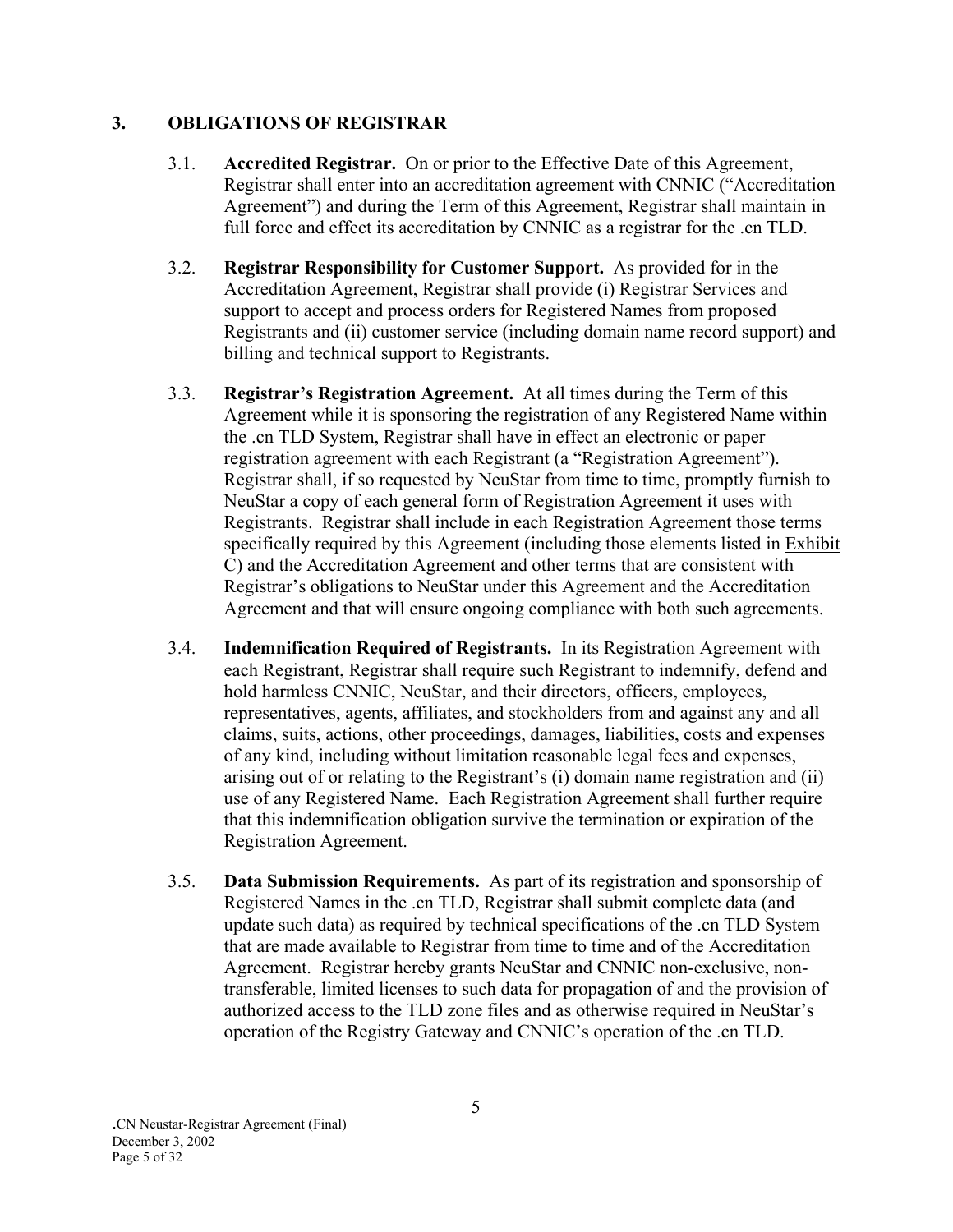## 3. OBLIGATIONS OF REGISTRAR

3.1. **Accredited Registrar.** On or prior to the Effective Date of this Agreement, Registrar shall enter into an accreditation agreement with CNNIC ("Accreditation Agreement") and during the Term of this Agreement, Registrar shall maintain in full force and effect its accreditation by CNNIC as a registrar for the .cn TLD.

3.2. **Registrar Responsibility for Customer Support.** As provided for in the Accreditation Agreement, Registrar shall provide (i) Registrar Services and support to accept and process orders for Registered Names from proposed Registrants and (ii) customer service (including domain name record support) and billing and technical support to Registrants.

3.3. **Registrar's Registration Agreement.** At all times during the Term of this Agreement while it is sponsoring the registration of any Registered Name within the .cn TLD System, Registrar shall have in effect an electronic or paper registration agreement with each Registrant (a "Registration Agreement"). Registrar shall, if so requested by NeuStar from time to time, promptly furnish to NeuStar a copy of each general form of Registration Agreement it uses with Registrants. Registrar shall include in each Registration Agreement those terms specifically required by this Agreement (including those elements listed in Exhibit C) and the Accreditation Agreement and other terms that are consistent with Registrar's obligations to NeuStar under this Agreement and the Accreditation Agreement and that will ensure ongoing compliance with both such agreements.

3.4. **Indemnification Required of Registrants.** In its Registration Agreement with each Registrant, Registrar shall require such Registrant to indemnify, defend and hold harmless CNNIC, NeuStar, and their directors, officers, employees, representatives, agents, affiliates, and stockholders from and against any and all claims, suits, actions, other proceedings, damages, liabilities, costs and expenses of any kind, including without limitation reasonable legal fees and expenses, arising out of or relating to the Registrant's (i) domain name registration and (ii) use of any Registered Name. Each Registration Agreement shall further require that this indemnification obligation survive the termination or expiration of the Registration Agreement.

3.5. **Data Submission Requirements.** As part of its registration and sponsorship of Registered Names in the .cn TLD, Registrar shall submit complete data (and update such data) as required by technical specifications of the .cn TLD System that are made available to Registrar from time to time and of the Accreditation Agreement. Registrar hereby grants NeuStar and CNNIC non-exclusive, non-transferable, limited licenses to such data for propagation of and the provision of authorized access to the TLD zone files and as otherwise required in NeuStar's operation of the Registry Gateway and CNNIC's operation of the .cn TLD.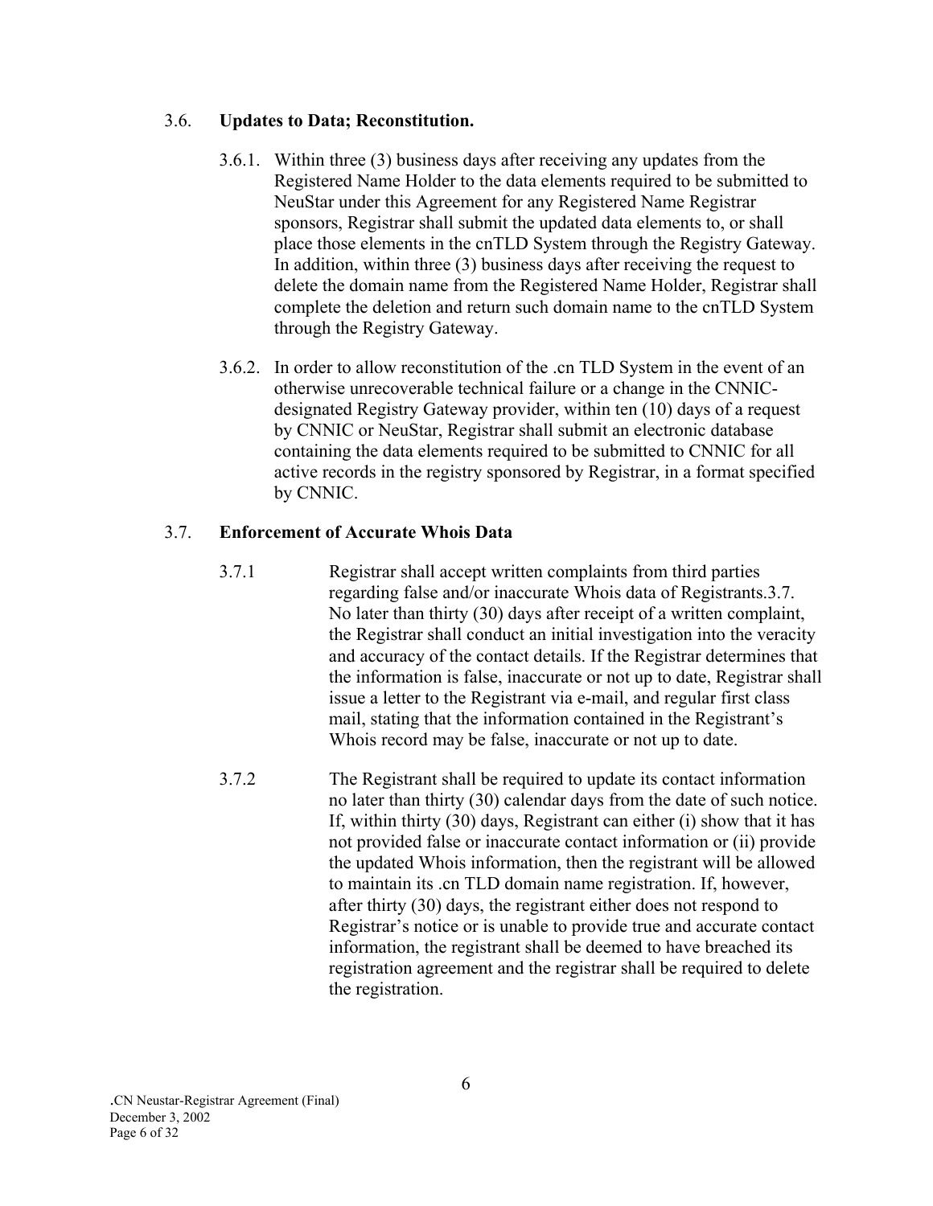3.6. **Updates to Data; Reconstitution.**

3.6.1. Within three (3) business days after receiving any updates from the Registered Name Holder to the data elements required to be submitted to NeuStar under this Agreement for any Registered Name Registrar sponsors, Registrar shall submit the updated data elements to, or shall place those elements in the cnTLD System through the Registry Gateway. In addition, within three (3) business days after receiving the request to delete the domain name from the Registered Name Holder, Registrar shall complete the deletion and return such domain name to the cnTLD System through the Registry Gateway.

3.6.2. In order to allow reconstitution of the .cn TLD System in the event of an otherwise unrecoverable technical failure or a change in the CNNIC-designated Registry Gateway provider, within ten (10) days of a request by CNNIC or NeuStar, Registrar shall submit an electronic database containing the data elements required to be submitted to CNNIC for all active records in the registry sponsored by Registrar, in a format specified by CNNIC.

3.7. **Enforcement of Accurate Whois Data**

3.7.1 Registrar shall accept written complaints from third parties regarding false and/or inaccurate Whois data of Registrants.3.7. No later than thirty (30) days after receipt of a written complaint, the Registrar shall conduct an initial investigation into the veracity and accuracy of the contact details. If the Registrar determines that the information is false, inaccurate or not up to date, Registrar shall issue a letter to the Registrant via e-mail, and regular first class mail, stating that the information contained in the Registrant's Whois record may be false, inaccurate or not up to date.

3.7.2 The Registrant shall be required to update its contact information no later than thirty (30) calendar days from the date of such notice. If, within thirty (30) days, Registrant can either (i) show that it has not provided false or inaccurate contact information or (ii) provide the updated Whois information, then the registrant will be allowed to maintain its .cn TLD domain name registration. If, however, after thirty (30) days, the registrant either does not respond to Registrar's notice or is unable to provide true and accurate contact information, the registrant shall be deemed to have breached its registration agreement and the registrar shall be required to delete the registration.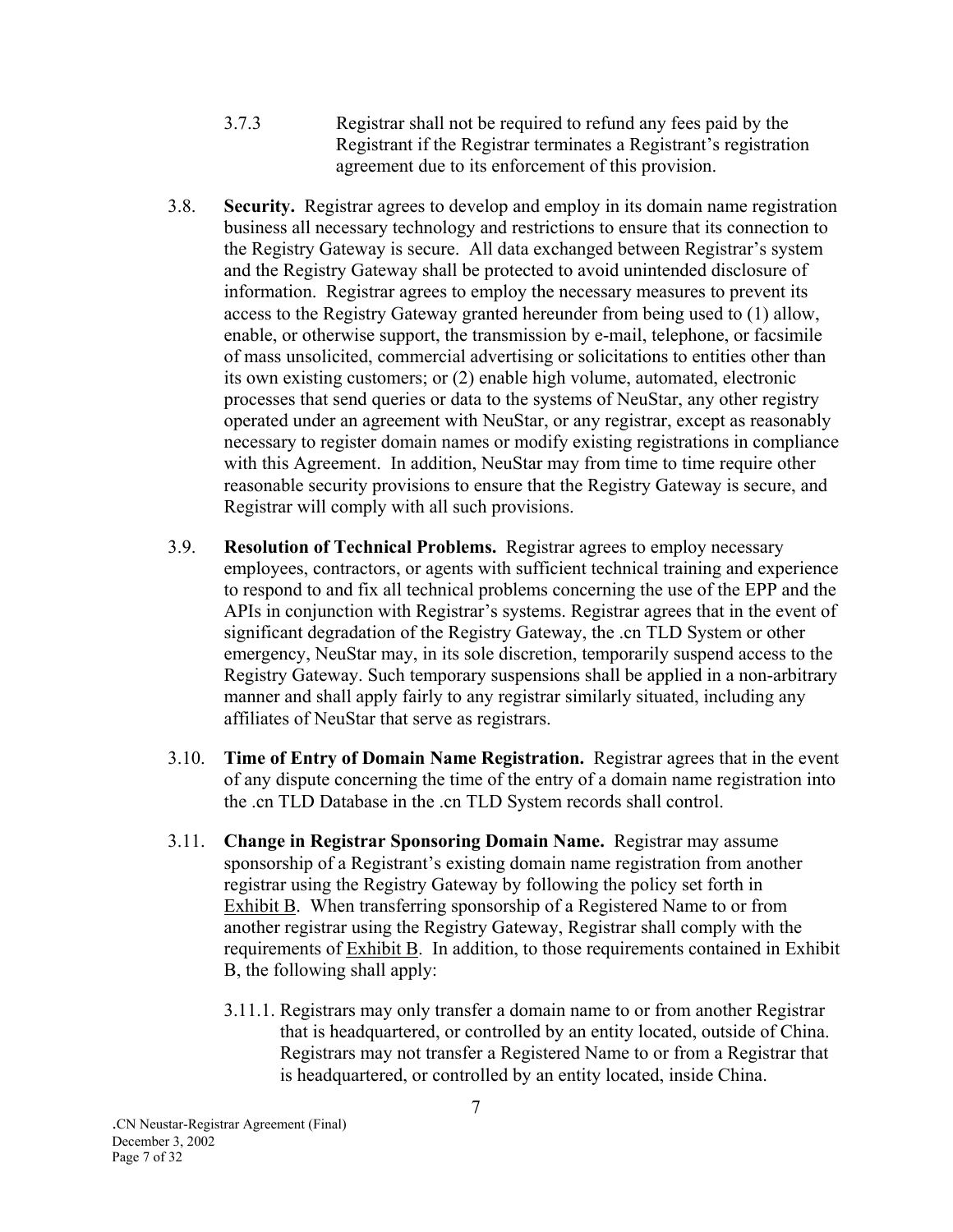3.7.3 Registrar shall not be required to refund any fees paid by the Registrant if the Registrar terminates a Registrant's registration agreement due to its enforcement of this provision.

3.8. **Security.** Registrar agrees to develop and employ in its domain name registration business all necessary technology and restrictions to ensure that its connection to the Registry Gateway is secure. All data exchanged between Registrar's system and the Registry Gateway shall be protected to avoid unintended disclosure of information. Registrar agrees to employ the necessary measures to prevent its access to the Registry Gateway granted hereunder from being used to (1) allow, enable, or otherwise support, the transmission by e-mail, telephone, or facsimile of mass unsolicited, commercial advertising or solicitations to entities other than its own existing customers; or (2) enable high volume, automated, electronic processes that send queries or data to the systems of NeuStar, any other registry operated under an agreement with NeuStar, or any registrar, except as reasonably necessary to register domain names or modify existing registrations in compliance with this Agreement. In addition, NeuStar may from time to time require other reasonable security provisions to ensure that the Registry Gateway is secure, and Registrar will comply with all such provisions.

3.9. **Resolution of Technical Problems.** Registrar agrees to employ necessary employees, contractors, or agents with sufficient technical training and experience to respond to and fix all technical problems concerning the use of the EPP and the APIs in conjunction with Registrar's systems. Registrar agrees that in the event of significant degradation of the Registry Gateway, the .cn TLD System or other emergency, NeuStar may, in its sole discretion, temporarily suspend access to the Registry Gateway. Such temporary suspensions shall be applied in a non-arbitrary manner and shall apply fairly to any registrar similarly situated, including any affiliates of NeuStar that serve as registrars.

3.10. **Time of Entry of Domain Name Registration.** Registrar agrees that in the event of any dispute concerning the time of the entry of a domain name registration into the .cn TLD Database in the .cn TLD System records shall control.

3.11. **Change in Registrar Sponsoring Domain Name.** Registrar may assume sponsorship of a Registrant's existing domain name registration from another registrar using the Registry Gateway by following the policy set forth in Exhibit B. When transferring sponsorship of a Registered Name to or from another registrar using the Registry Gateway, Registrar shall comply with the requirements of Exhibit B. In addition, to those requirements contained in Exhibit B, the following shall apply:

3.11.1. Registrars may only transfer a domain name to or from another Registrar that is headquartered, or controlled by an entity located, outside of China. Registrars may not transfer a Registered Name to or from a Registrar that is headquartered, or controlled by an entity located, inside China.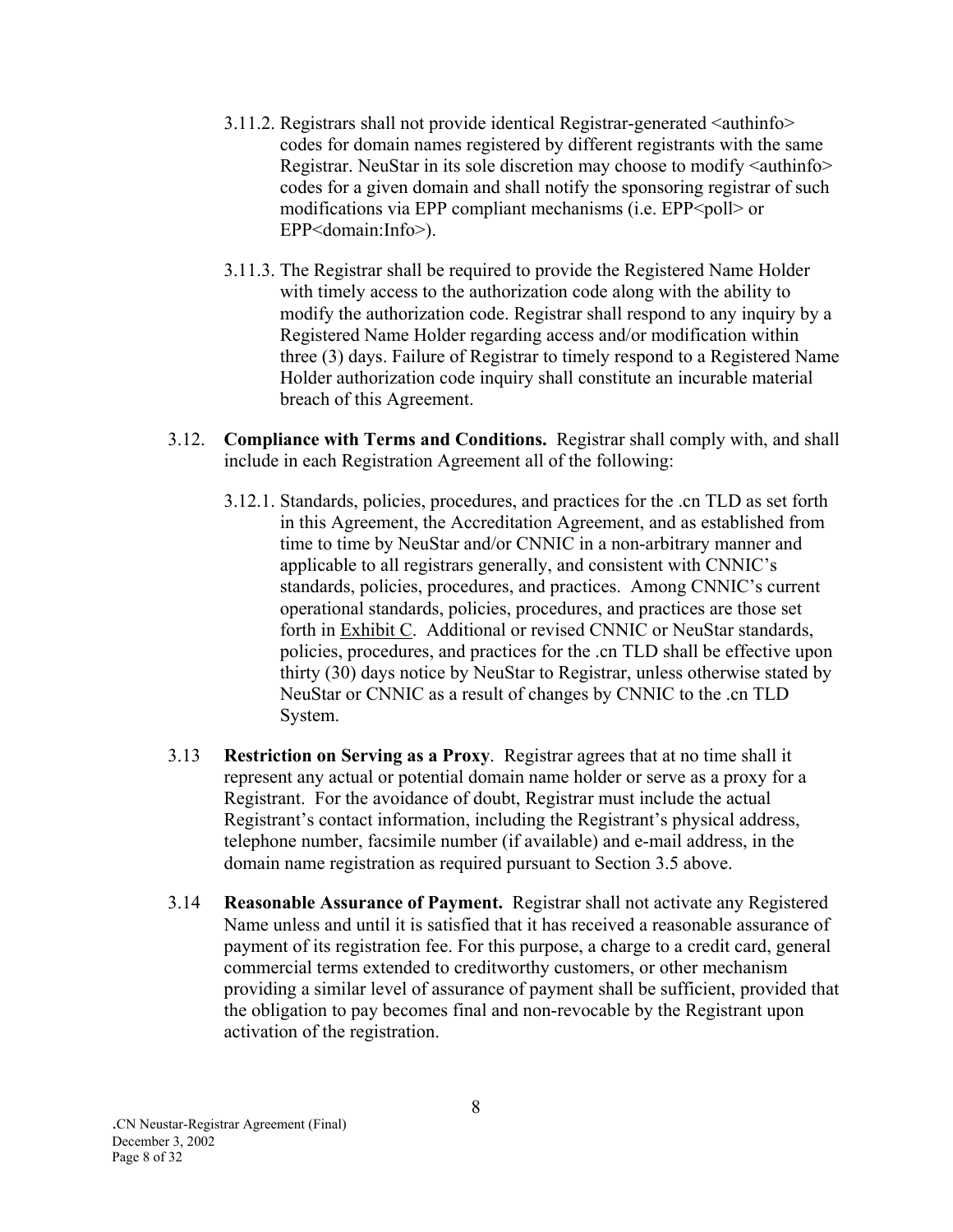3.11.2. Registrars shall not provide identical Registrar-generated <authinfo> codes for domain names registered by different registrants with the same Registrar. NeuStar in its sole discretion may choose to modify <authinfo> codes for a given domain and shall notify the sponsoring registrar of such modifications via EPP compliant mechanisms (i.e. EPP<poll> or EPP<domain:Info>).

3.11.3. The Registrar shall be required to provide the Registered Name Holder with timely access to the authorization code along with the ability to modify the authorization code. Registrar shall respond to any inquiry by a Registered Name Holder regarding access and/or modification within three (3) days. Failure of Registrar to timely respond to a Registered Name Holder authorization code inquiry shall constitute an incurable material breach of this Agreement.

3.12. **Compliance with Terms and Conditions.** Registrar shall comply with, and shall include in each Registration Agreement all of the following:

3.12.1. Standards, policies, procedures, and practices for the .cn TLD as set forth in this Agreement, the Accreditation Agreement, and as established from time to time by NeuStar and/or CNNIC in a non-arbitrary manner and applicable to all registrars generally, and consistent with CNNIC's standards, policies, procedures, and practices. Among CNNIC's current operational standards, policies, procedures, and practices are those set forth in Exhibit C. Additional or revised CNNIC or NeuStar standards, policies, procedures, and practices for the .cn TLD shall be effective upon thirty (30) days notice by NeuStar to Registrar, unless otherwise stated by NeuStar or CNNIC as a result of changes by CNNIC to the .cn TLD System.

3.13 **Restriction on Serving as a Proxy**. Registrar agrees that at no time shall it represent any actual or potential domain name holder or serve as a proxy for a Registrant. For the avoidance of doubt, Registrar must include the actual Registrant's contact information, including the Registrant's physical address, telephone number, facsimile number (if available) and e-mail address, in the domain name registration as required pursuant to Section 3.5 above.

3.14 **Reasonable Assurance of Payment.** Registrar shall not activate any Registered Name unless and until it is satisfied that it has received a reasonable assurance of payment of its registration fee. For this purpose, a charge to a credit card, general commercial terms extended to creditworthy customers, or other mechanism providing a similar level of assurance of payment shall be sufficient, provided that the obligation to pay becomes final and non-revocable by the Registrant upon activation of the registration.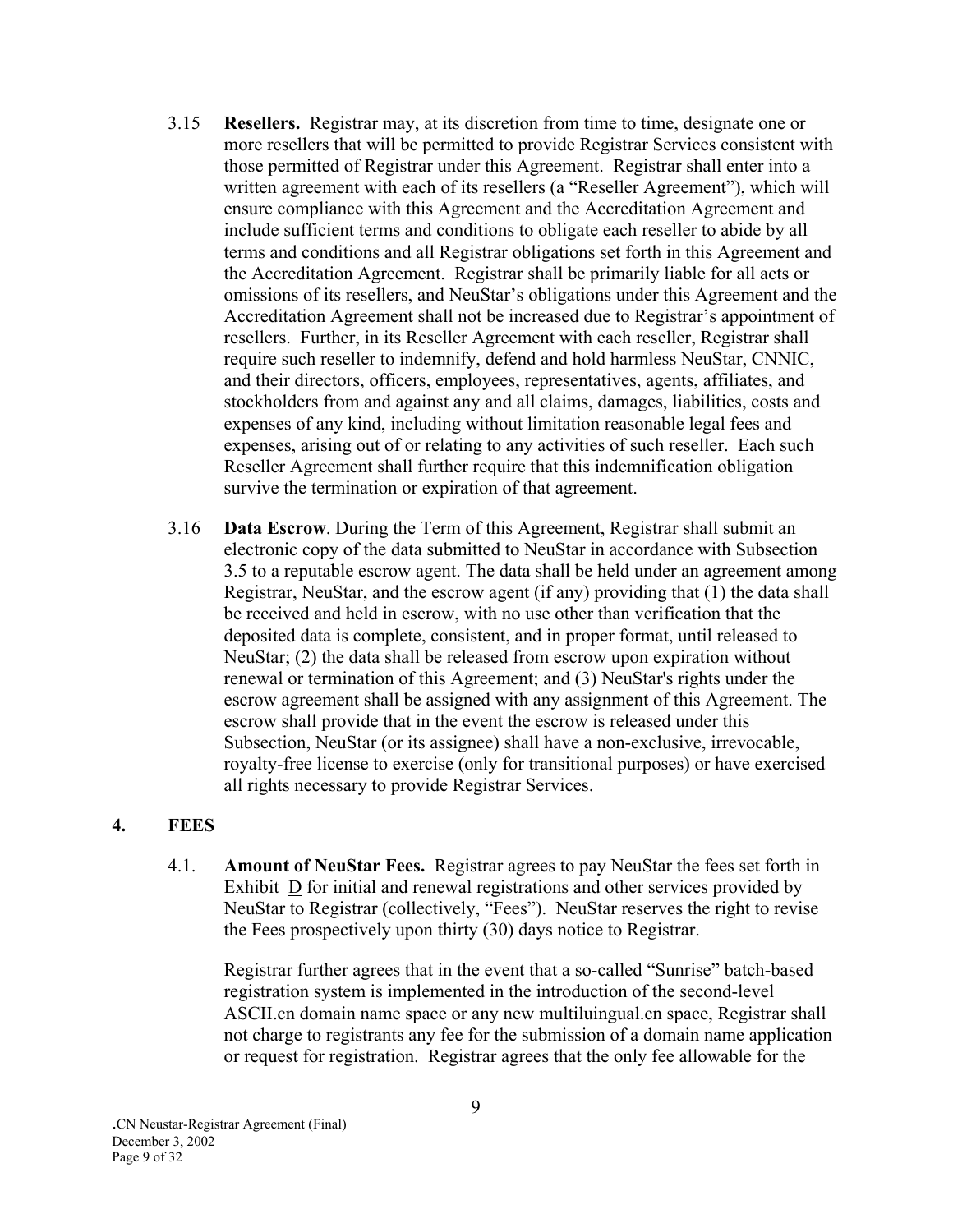3.15 **Resellers.** Registrar may, at its discretion from time to time, designate one or more resellers that will be permitted to provide Registrar Services consistent with those permitted of Registrar under this Agreement. Registrar shall enter into a written agreement with each of its resellers (a "Reseller Agreement"), which will ensure compliance with this Agreement and the Accreditation Agreement and include sufficient terms and conditions to obligate each reseller to abide by all terms and conditions and all Registrar obligations set forth in this Agreement and the Accreditation Agreement. Registrar shall be primarily liable for all acts or omissions of its resellers, and NeuStar's obligations under this Agreement and the Accreditation Agreement shall not be increased due to Registrar's appointment of resellers. Further, in its Reseller Agreement with each reseller, Registrar shall require such reseller to indemnify, defend and hold harmless NeuStar, CNNIC, and their directors, officers, employees, representatives, agents, affiliates, and stockholders from and against any and all claims, damages, liabilities, costs and expenses of any kind, including without limitation reasonable legal fees and expenses, arising out of or relating to any activities of such reseller. Each such Reseller Agreement shall further require that this indemnification obligation survive the termination or expiration of that agreement.

3.16 **Data Escrow**. During the Term of this Agreement, Registrar shall submit an electronic copy of the data submitted to NeuStar in accordance with Subsection 3.5 to a reputable escrow agent. The data shall be held under an agreement among Registrar, NeuStar, and the escrow agent (if any) providing that (1) the data shall be received and held in escrow, with no use other than verification that the deposited data is complete, consistent, and in proper format, until released to NeuStar; (2) the data shall be released from escrow upon expiration without renewal or termination of this Agreement; and (3) NeuStar's rights under the escrow agreement shall be assigned with any assignment of this Agreement. The escrow shall provide that in the event the escrow is released under this Subsection, NeuStar (or its assignee) shall have a non-exclusive, irrevocable, royalty-free license to exercise (only for transitional purposes) or have exercised all rights necessary to provide Registrar Services.

## 4. FEES

4.1. **Amount of NeuStar Fees.** Registrar agrees to pay NeuStar the fees set forth in Exhibit D for initial and renewal registrations and other services provided by NeuStar to Registrar (collectively, "Fees"). NeuStar reserves the right to revise the Fees prospectively upon thirty (30) days notice to Registrar.

Registrar further agrees that in the event that a so-called "Sunrise" batch-based registration system is implemented in the introduction of the second-level ASCII.cn domain name space or any new multiluingual.cn space, Registrar shall not charge to registrants any fee for the submission of a domain name application or request for registration. Registrar agrees that the only fee allowable for the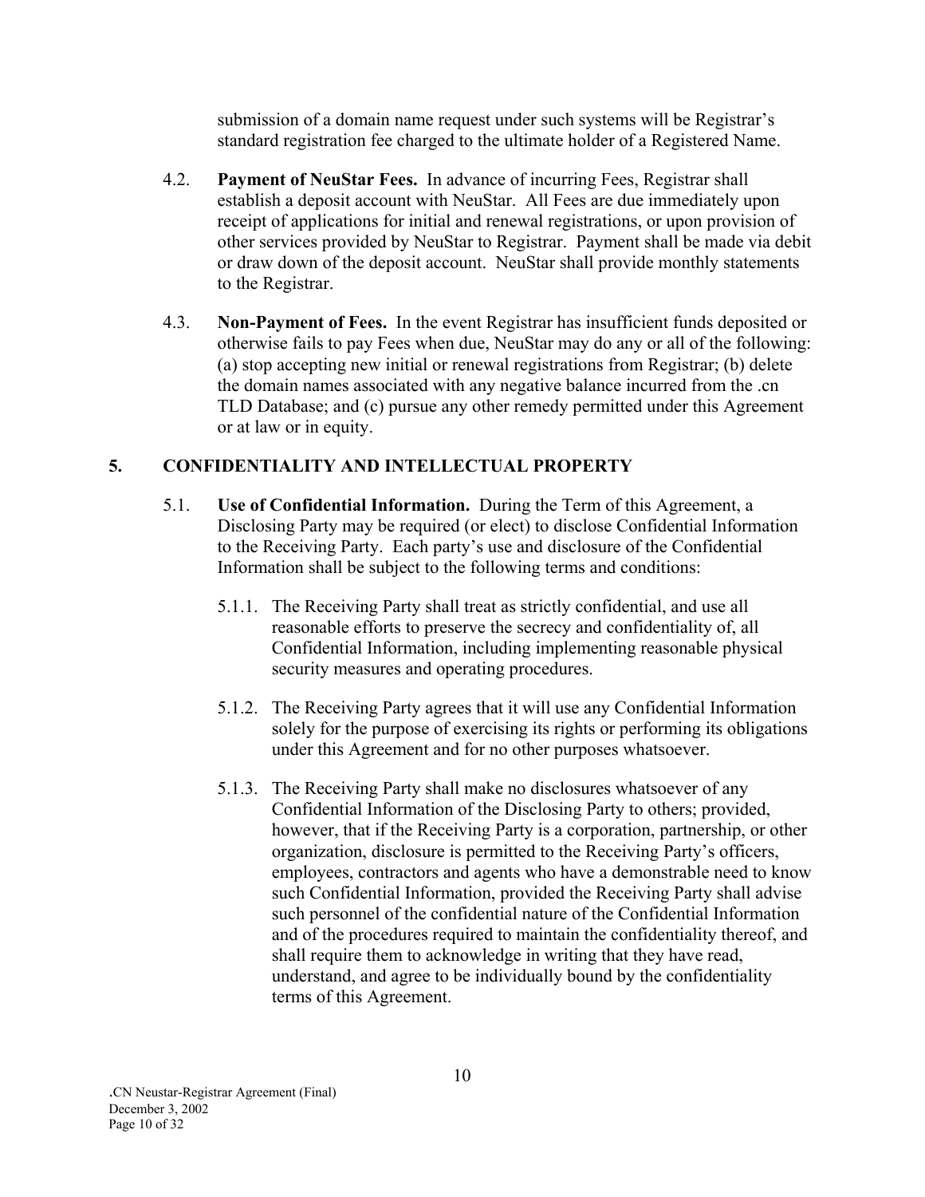submission of a domain name request under such systems will be Registrar's standard registration fee charged to the ultimate holder of a Registered Name.

4.2. **Payment of NeuStar Fees.** In advance of incurring Fees, Registrar shall establish a deposit account with NeuStar. All Fees are due immediately upon receipt of applications for initial and renewal registrations, or upon provision of other services provided by NeuStar to Registrar. Payment shall be made via debit or draw down of the deposit account. NeuStar shall provide monthly statements to the Registrar.

4.3. **Non-Payment of Fees.** In the event Registrar has insufficient funds deposited or otherwise fails to pay Fees when due, NeuStar may do any or all of the following: (a) stop accepting new initial or renewal registrations from Registrar; (b) delete the domain names associated with any negative balance incurred from the .cn TLD Database; and (c) pursue any other remedy permitted under this Agreement or at law or in equity.

## 5. CONFIDENTIALITY AND INTELLECTUAL PROPERTY

5.1. **Use of Confidential Information.** During the Term of this Agreement, a Disclosing Party may be required (or elect) to disclose Confidential Information to the Receiving Party. Each party's use and disclosure of the Confidential Information shall be subject to the following terms and conditions:

5.1.1. The Receiving Party shall treat as strictly confidential, and use all reasonable efforts to preserve the secrecy and confidentiality of, all Confidential Information, including implementing reasonable physical security measures and operating procedures.

5.1.2. The Receiving Party agrees that it will use any Confidential Information solely for the purpose of exercising its rights or performing its obligations under this Agreement and for no other purposes whatsoever.

5.1.3. The Receiving Party shall make no disclosures whatsoever of any Confidential Information of the Disclosing Party to others; provided, however, that if the Receiving Party is a corporation, partnership, or other organization, disclosure is permitted to the Receiving Party's officers, employees, contractors and agents who have a demonstrable need to know such Confidential Information, provided the Receiving Party shall advise such personnel of the confidential nature of the Confidential Information and of the procedures required to maintain the confidentiality thereof, and shall require them to acknowledge in writing that they have read, understand, and agree to be individually bound by the confidentiality terms of this Agreement.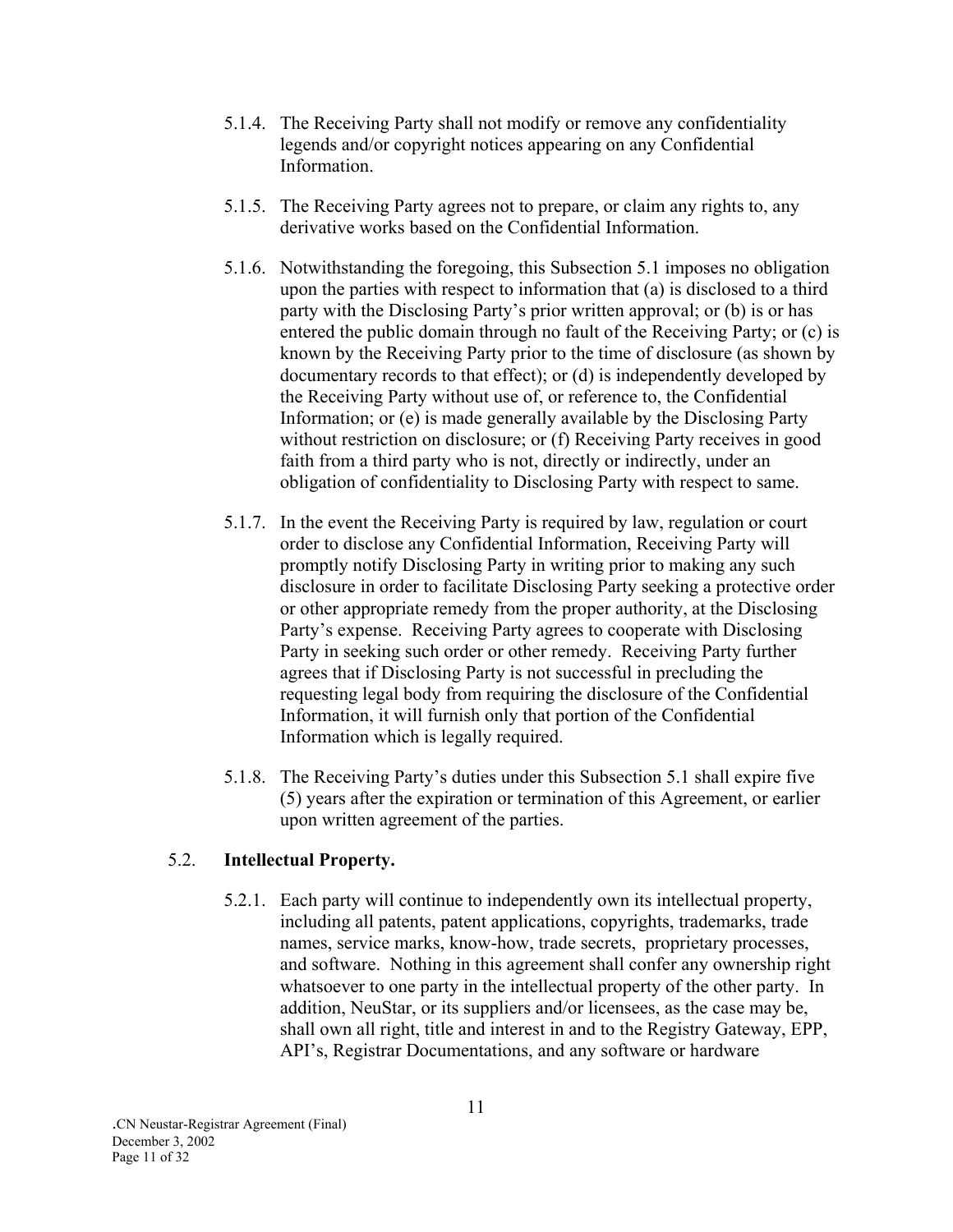5.1.4. The Receiving Party shall not modify or remove any confidentiality legends and/or copyright notices appearing on any Confidential Information.

5.1.5. The Receiving Party agrees not to prepare, or claim any rights to, any derivative works based on the Confidential Information.

5.1.6. Notwithstanding the foregoing, this Subsection 5.1 imposes no obligation upon the parties with respect to information that (a) is disclosed to a third party with the Disclosing Party's prior written approval; or (b) is or has entered the public domain through no fault of the Receiving Party; or (c) is known by the Receiving Party prior to the time of disclosure (as shown by documentary records to that effect); or (d) is independently developed by the Receiving Party without use of, or reference to, the Confidential Information; or (e) is made generally available by the Disclosing Party without restriction on disclosure; or (f) Receiving Party receives in good faith from a third party who is not, directly or indirectly, under an obligation of confidentiality to Disclosing Party with respect to same.

5.1.7. In the event the Receiving Party is required by law, regulation or court order to disclose any Confidential Information, Receiving Party will promptly notify Disclosing Party in writing prior to making any such disclosure in order to facilitate Disclosing Party seeking a protective order or other appropriate remedy from the proper authority, at the Disclosing Party's expense. Receiving Party agrees to cooperate with Disclosing Party in seeking such order or other remedy. Receiving Party further agrees that if Disclosing Party is not successful in precluding the requesting legal body from requiring the disclosure of the Confidential Information, it will furnish only that portion of the Confidential Information which is legally required.

5.1.8. The Receiving Party's duties under this Subsection 5.1 shall expire five (5) years after the expiration or termination of this Agreement, or earlier upon written agreement of the parties.

5.2. **Intellectual Property.**

5.2.1. Each party will continue to independently own its intellectual property, including all patents, patent applications, copyrights, trademarks, trade names, service marks, know-how, trade secrets, proprietary processes, and software. Nothing in this agreement shall confer any ownership right whatsoever to one party in the intellectual property of the other party. In addition, NeuStar, or its suppliers and/or licensees, as the case may be, shall own all right, title and interest in and to the Registry Gateway, EPP, API's, Registrar Documentations, and any software or hardware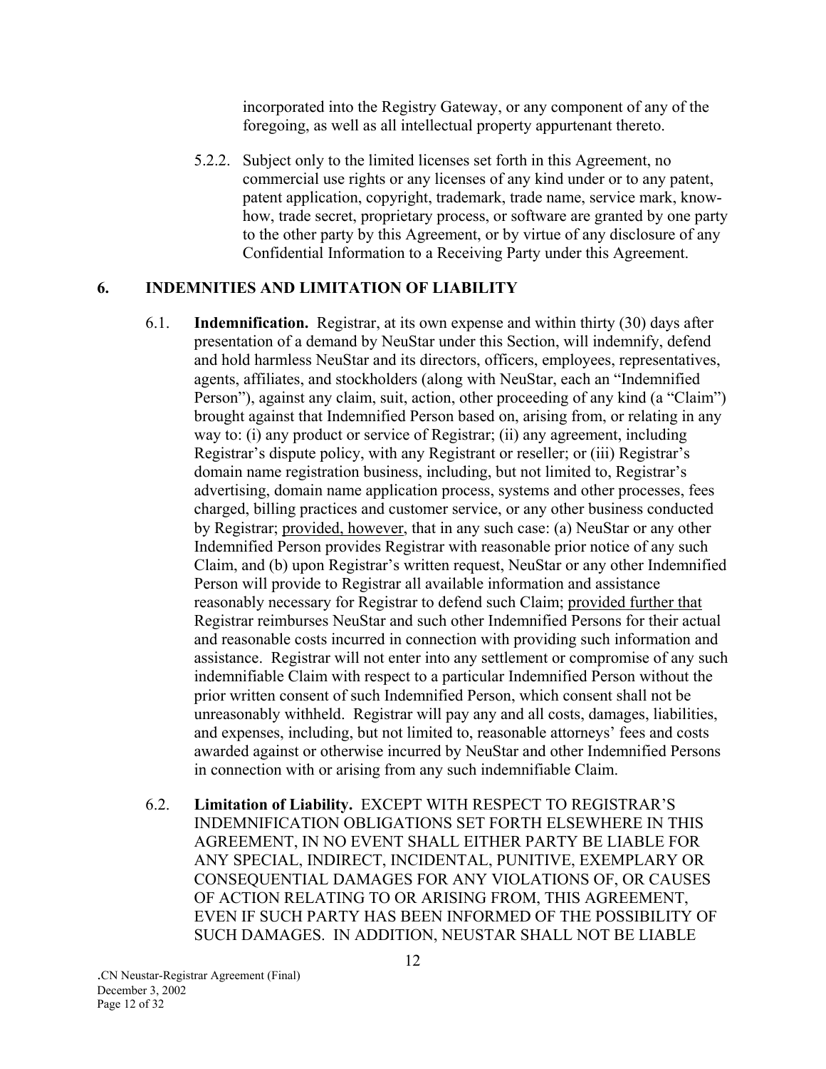incorporated into the Registry Gateway, or any component of any of the foregoing, as well as all intellectual property appurtenant thereto.

5.2.2. Subject only to the limited licenses set forth in this Agreement, no commercial use rights or any licenses of any kind under or to any patent, patent application, copyright, trademark, trade name, service mark, know-how, trade secret, proprietary process, or software are granted by one party to the other party by this Agreement, or by virtue of any disclosure of any Confidential Information to a Receiving Party under this Agreement.

## 6. INDEMNITIES AND LIMITATION OF LIABILITY

6.1. **Indemnification.** Registrar, at its own expense and within thirty (30) days after presentation of a demand by NeuStar under this Section, will indemnify, defend and hold harmless NeuStar and its directors, officers, employees, representatives, agents, affiliates, and stockholders (along with NeuStar, each an "Indemnified Person"), against any claim, suit, action, other proceeding of any kind (a "Claim") brought against that Indemnified Person based on, arising from, or relating in any way to: (i) any product or service of Registrar; (ii) any agreement, including Registrar's dispute policy, with any Registrant or reseller; or (iii) Registrar's domain name registration business, including, but not limited to, Registrar's advertising, domain name application process, systems and other processes, fees charged, billing practices and customer service, or any other business conducted by Registrar; provided, however, that in any such case: (a) NeuStar or any other Indemnified Person provides Registrar with reasonable prior notice of any such Claim, and (b) upon Registrar's written request, NeuStar or any other Indemnified Person will provide to Registrar all available information and assistance reasonably necessary for Registrar to defend such Claim; provided further that Registrar reimburses NeuStar and such other Indemnified Persons for their actual and reasonable costs incurred in connection with providing such information and assistance. Registrar will not enter into any settlement or compromise of any such indemnifiable Claim with respect to a particular Indemnified Person without the prior written consent of such Indemnified Person, which consent shall not be unreasonably withheld. Registrar will pay any and all costs, damages, liabilities, and expenses, including, but not limited to, reasonable attorneys' fees and costs awarded against or otherwise incurred by NeuStar and other Indemnified Persons in connection with or arising from any such indemnifiable Claim.

6.2. **Limitation of Liability.** EXCEPT WITH RESPECT TO REGISTRAR'S INDEMNIFICATION OBLIGATIONS SET FORTH ELSEWHERE IN THIS AGREEMENT, IN NO EVENT SHALL EITHER PARTY BE LIABLE FOR ANY SPECIAL, INDIRECT, INCIDENTAL, PUNITIVE, EXEMPLARY OR CONSEQUENTIAL DAMAGES FOR ANY VIOLATIONS OF, OR CAUSES OF ACTION RELATING TO OR ARISING FROM, THIS AGREEMENT, EVEN IF SUCH PARTY HAS BEEN INFORMED OF THE POSSIBILITY OF SUCH DAMAGES. IN ADDITION, NEUSTAR SHALL NOT BE LIABLE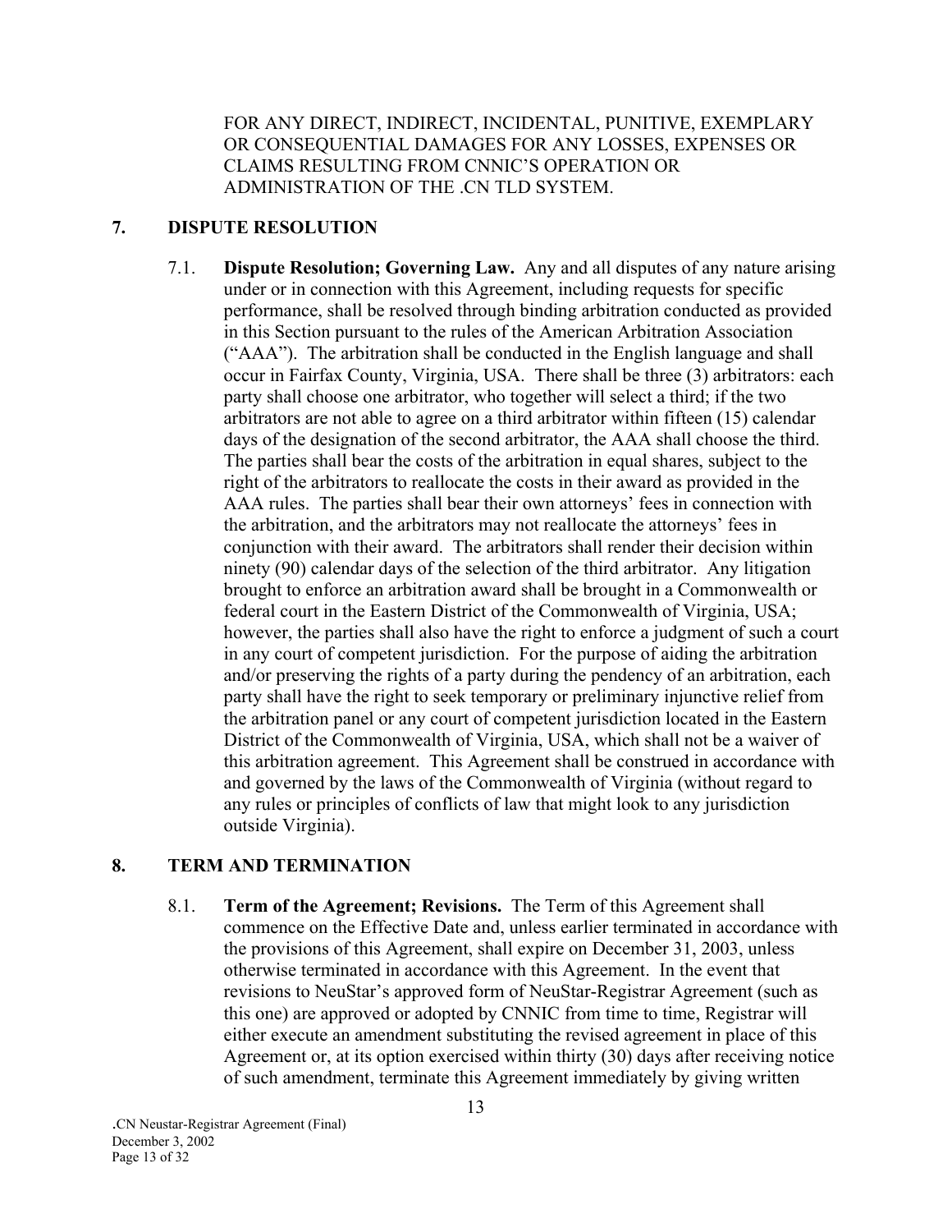FOR ANY DIRECT, INDIRECT, INCIDENTAL, PUNITIVE, EXEMPLARY OR CONSEQUENTIAL DAMAGES FOR ANY LOSSES, EXPENSES OR CLAIMS RESULTING FROM CNNIC'S OPERATION OR ADMINISTRATION OF THE .CN TLD SYSTEM.

## 7. DISPUTE RESOLUTION

7.1. **Dispute Resolution; Governing Law.** Any and all disputes of any nature arising under or in connection with this Agreement, including requests for specific performance, shall be resolved through binding arbitration conducted as provided in this Section pursuant to the rules of the American Arbitration Association ("AAA"). The arbitration shall be conducted in the English language and shall occur in Fairfax County, Virginia, USA. There shall be three (3) arbitrators: each party shall choose one arbitrator, who together will select a third; if the two arbitrators are not able to agree on a third arbitrator within fifteen (15) calendar days of the designation of the second arbitrator, the AAA shall choose the third. The parties shall bear the costs of the arbitration in equal shares, subject to the right of the arbitrators to reallocate the costs in their award as provided in the AAA rules. The parties shall bear their own attorneys' fees in connection with the arbitration, and the arbitrators may not reallocate the attorneys' fees in conjunction with their award. The arbitrators shall render their decision within ninety (90) calendar days of the selection of the third arbitrator. Any litigation brought to enforce an arbitration award shall be brought in a Commonwealth or federal court in the Eastern District of the Commonwealth of Virginia, USA; however, the parties shall also have the right to enforce a judgment of such a court in any court of competent jurisdiction. For the purpose of aiding the arbitration and/or preserving the rights of a party during the pendency of an arbitration, each party shall have the right to seek temporary or preliminary injunctive relief from the arbitration panel or any court of competent jurisdiction located in the Eastern District of the Commonwealth of Virginia, USA, which shall not be a waiver of this arbitration agreement. This Agreement shall be construed in accordance with and governed by the laws of the Commonwealth of Virginia (without regard to any rules or principles of conflicts of law that might look to any jurisdiction outside Virginia).

## 8. TERM AND TERMINATION

8.1. **Term of the Agreement; Revisions.** The Term of this Agreement shall commence on the Effective Date and, unless earlier terminated in accordance with the provisions of this Agreement, shall expire on December 31, 2003, unless otherwise terminated in accordance with this Agreement. In the event that revisions to NeuStar's approved form of NeuStar-Registrar Agreement (such as this one) are approved or adopted by CNNIC from time to time, Registrar will either execute an amendment substituting the revised agreement in place of this Agreement or, at its option exercised within thirty (30) days after receiving notice of such amendment, terminate this Agreement immediately by giving written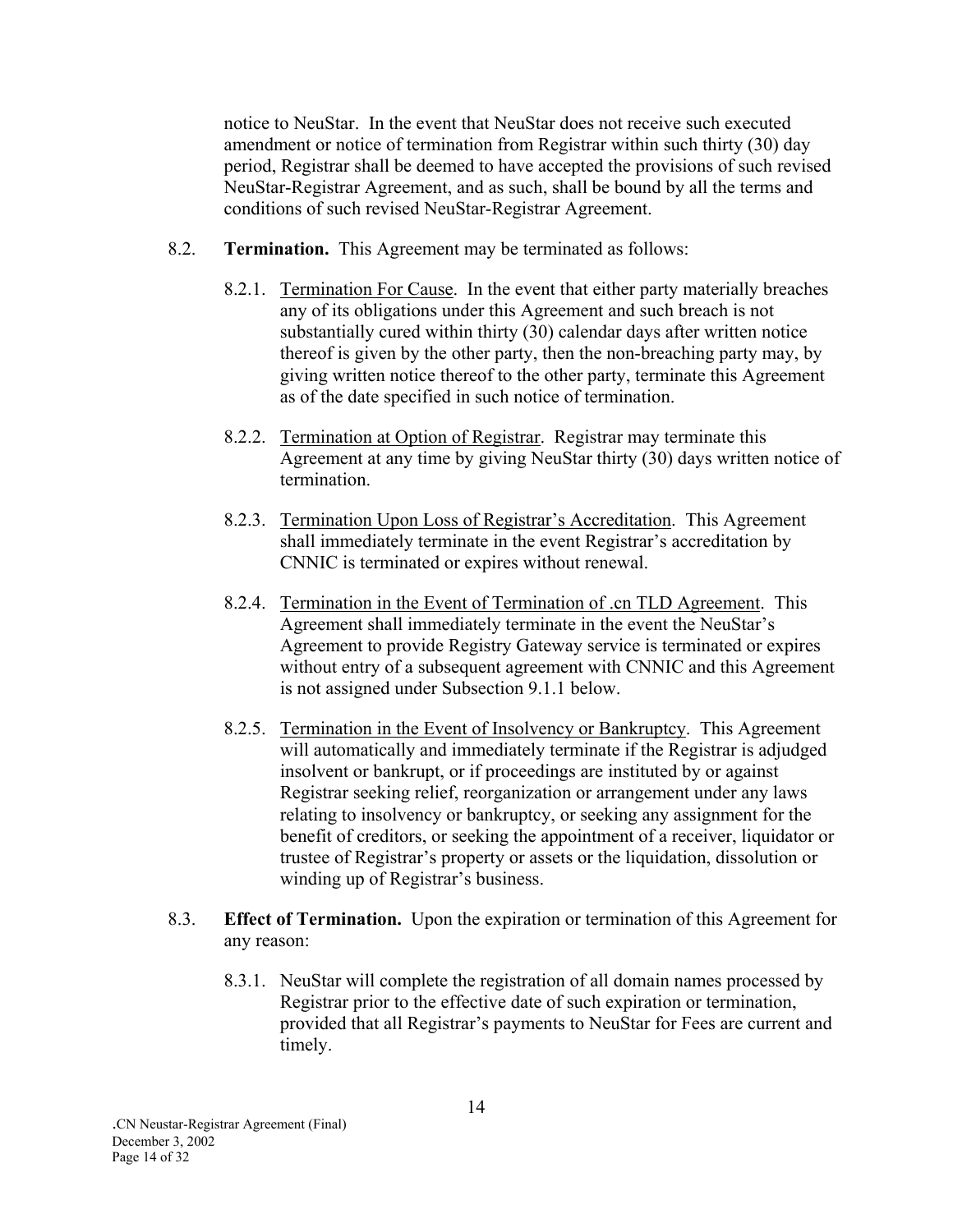notice to NeuStar. In the event that NeuStar does not receive such executed amendment or notice of termination from Registrar within such thirty (30) day period, Registrar shall be deemed to have accepted the provisions of such revised NeuStar-Registrar Agreement, and as such, shall be bound by all the terms and conditions of such revised NeuStar-Registrar Agreement.

8.2. **Termination.** This Agreement may be terminated as follows:

8.2.1. Termination For Cause. In the event that either party materially breaches any of its obligations under this Agreement and such breach is not substantially cured within thirty (30) calendar days after written notice thereof is given by the other party, then the non-breaching party may, by giving written notice thereof to the other party, terminate this Agreement as of the date specified in such notice of termination.

8.2.2. Termination at Option of Registrar. Registrar may terminate this Agreement at any time by giving NeuStar thirty (30) days written notice of termination.

8.2.3. Termination Upon Loss of Registrar's Accreditation. This Agreement shall immediately terminate in the event Registrar's accreditation by CNNIC is terminated or expires without renewal.

8.2.4. Termination in the Event of Termination of .cn TLD Agreement. This Agreement shall immediately terminate in the event the NeuStar's Agreement to provide Registry Gateway service is terminated or expires without entry of a subsequent agreement with CNNIC and this Agreement is not assigned under Subsection 9.1.1 below.

8.2.5. Termination in the Event of Insolvency or Bankruptcy. This Agreement will automatically and immediately terminate if the Registrar is adjudged insolvent or bankrupt, or if proceedings are instituted by or against Registrar seeking relief, reorganization or arrangement under any laws relating to insolvency or bankruptcy, or seeking any assignment for the benefit of creditors, or seeking the appointment of a receiver, liquidator or trustee of Registrar's property or assets or the liquidation, dissolution or winding up of Registrar's business.

8.3. **Effect of Termination.** Upon the expiration or termination of this Agreement for any reason:

8.3.1. NeuStar will complete the registration of all domain names processed by Registrar prior to the effective date of such expiration or termination, provided that all Registrar's payments to NeuStar for Fees are current and timely.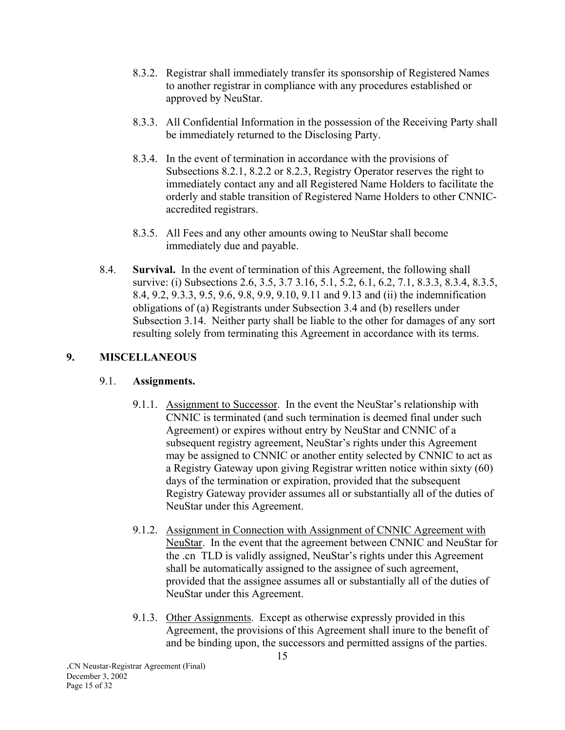8.3.2. Registrar shall immediately transfer its sponsorship of Registered Names to another registrar in compliance with any procedures established or approved by NeuStar.

8.3.3. All Confidential Information in the possession of the Receiving Party shall be immediately returned to the Disclosing Party.

8.3.4. In the event of termination in accordance with the provisions of Subsections 8.2.1, 8.2.2 or 8.2.3, Registry Operator reserves the right to immediately contact any and all Registered Name Holders to facilitate the orderly and stable transition of Registered Name Holders to other CNNIC-accredited registrars.

8.3.5. All Fees and any other amounts owing to NeuStar shall become immediately due and payable.

8.4. **Survival.** In the event of termination of this Agreement, the following shall survive: (i) Subsections 2.6, 3.5, 3.7 3.16, 5.1, 5.2, 6.1, 6.2, 7.1, 8.3.3, 8.3.4, 8.3.5, 8.4, 9.2, 9.3.3, 9.5, 9.6, 9.8, 9.9, 9.10, 9.11 and 9.13 and (ii) the indemnification obligations of (a) Registrants under Subsection 3.4 and (b) resellers under Subsection 3.14. Neither party shall be liable to the other for damages of any sort resulting solely from terminating this Agreement in accordance with its terms.

## 9. MISCELLANEOUS

### 9.1. Assignments.

9.1.1. Assignment to Successor. In the event the NeuStar's relationship with CNNIC is terminated (and such termination is deemed final under such Agreement) or expires without entry by NeuStar and CNNIC of a subsequent registry agreement, NeuStar's rights under this Agreement may be assigned to CNNIC or another entity selected by CNNIC to act as a Registry Gateway upon giving Registrar written notice within sixty (60) days of the termination or expiration, provided that the subsequent Registry Gateway provider assumes all or substantially all of the duties of NeuStar under this Agreement.

9.1.2. Assignment in Connection with Assignment of CNNIC Agreement with NeuStar. In the event that the agreement between CNNIC and NeuStar for the .cn TLD is validly assigned, NeuStar's rights under this Agreement shall be automatically assigned to the assignee of such agreement, provided that the assignee assumes all or substantially all of the duties of NeuStar under this Agreement.

9.1.3. Other Assignments. Except as otherwise expressly provided in this Agreement, the provisions of this Agreement shall inure to the benefit of and be binding upon, the successors and permitted assigns of the parties.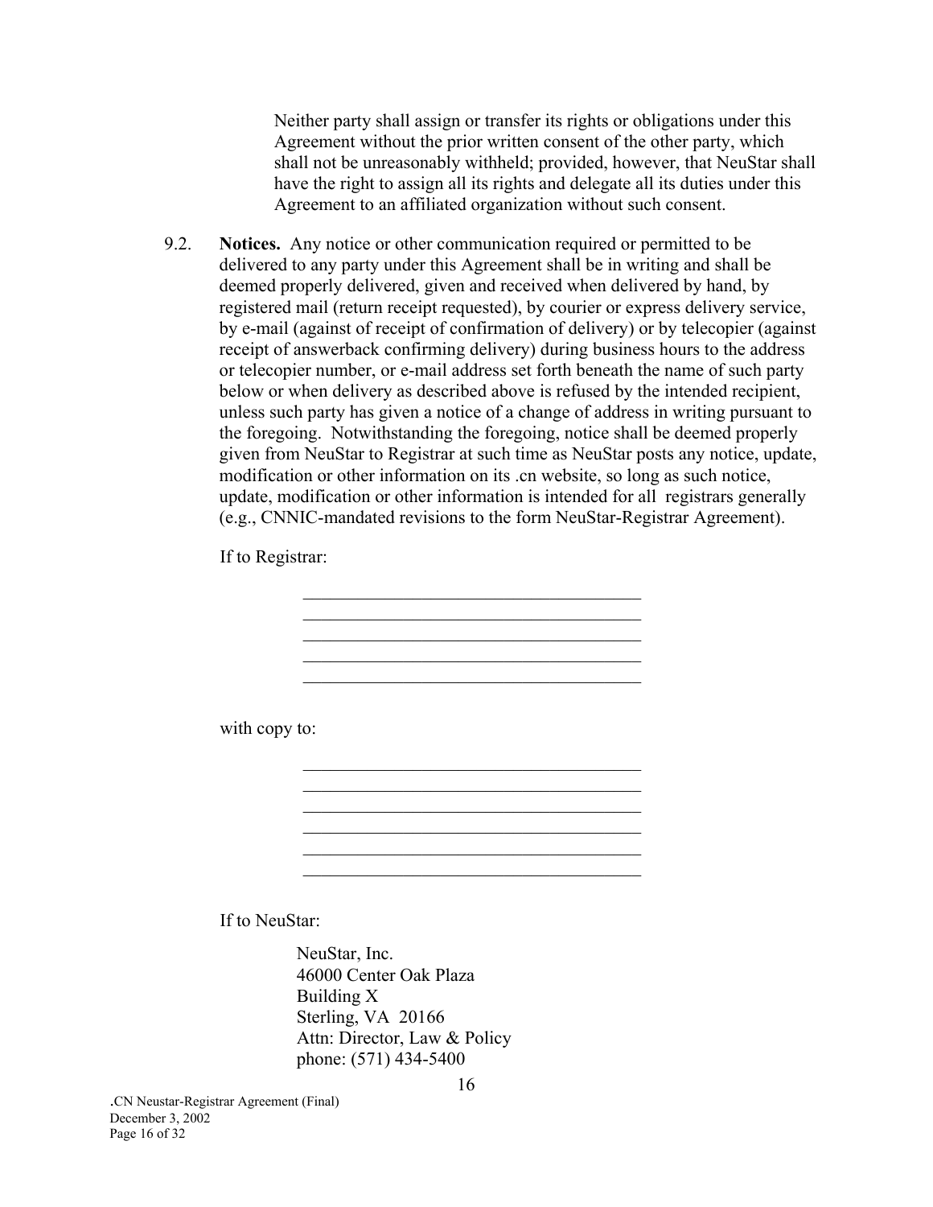Neither party shall assign or transfer its rights or obligations under this Agreement without the prior written consent of the other party, which shall not be unreasonably withheld; provided, however, that NeuStar shall have the right to assign all its rights and delegate all its duties under this Agreement to an affiliated organization without such consent.

9.2. **Notices.** Any notice or other communication required or permitted to be delivered to any party under this Agreement shall be in writing and shall be deemed properly delivered, given and received when delivered by hand, by registered mail (return receipt requested), by courier or express delivery service, by e-mail (against of receipt of confirmation of delivery) or by telecopier (against receipt of answerback confirming delivery) during business hours to the address or telecopier number, or e-mail address set forth beneath the name of such party below or when delivery as described above is refused by the intended recipient, unless such party has given a notice of a change of address in writing pursuant to the foregoing. Notwithstanding the foregoing, notice shall be deemed properly given from NeuStar to Registrar at such time as NeuStar posts any notice, update, modification or other information on its .cn website, so long as such notice, update, modification or other information is intended for all registrars generally (e.g., CNNIC-mandated revisions to the form NeuStar-Registrar Agreement).

If to Registrar:

______________________________________
______________________________________
______________________________________
______________________________________
______________________________________

with copy to:

______________________________________
______________________________________
______________________________________
______________________________________
______________________________________
______________________________________

If to NeuStar:

NeuStar, Inc.
46000 Center Oak Plaza
Building X
Sterling, VA 20166
Attn: Director, Law & Policy
phone: (571) 434-5400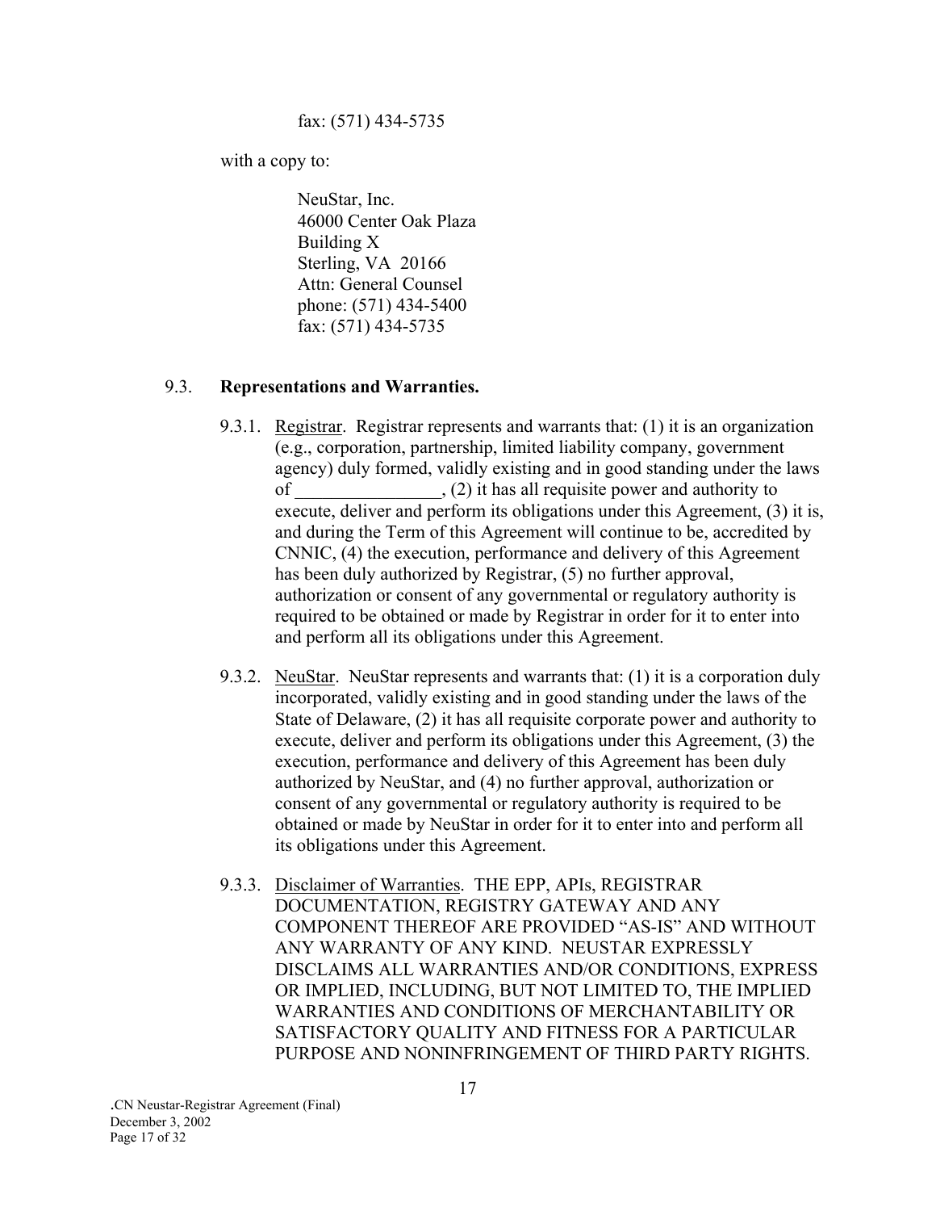fax: (571) 434-5735

with a copy to:

NeuStar, Inc.
46000 Center Oak Plaza
Building X
Sterling, VA 20166
Attn: General Counsel
phone: (571) 434-5400
fax: (571) 434-5735

9.3. **Representations and Warranties.**

9.3.1. Registrar. Registrar represents and warrants that: (1) it is an organization (e.g., corporation, partnership, limited liability company, government agency) duly formed, validly existing and in good standing under the laws of ________________, (2) it has all requisite power and authority to execute, deliver and perform its obligations under this Agreement, (3) it is, and during the Term of this Agreement will continue to be, accredited by CNNIC, (4) the execution, performance and delivery of this Agreement has been duly authorized by Registrar, (5) no further approval, authorization or consent of any governmental or regulatory authority is required to be obtained or made by Registrar in order for it to enter into and perform all its obligations under this Agreement.

9.3.2. NeuStar. NeuStar represents and warrants that: (1) it is a corporation duly incorporated, validly existing and in good standing under the laws of the State of Delaware, (2) it has all requisite corporate power and authority to execute, deliver and perform its obligations under this Agreement, (3) the execution, performance and delivery of this Agreement has been duly authorized by NeuStar, and (4) no further approval, authorization or consent of any governmental or regulatory authority is required to be obtained or made by NeuStar in order for it to enter into and perform all its obligations under this Agreement.

9.3.3. Disclaimer of Warranties. THE EPP, APIs, REGISTRAR DOCUMENTATION, REGISTRY GATEWAY AND ANY COMPONENT THEREOF ARE PROVIDED "AS-IS" AND WITHOUT ANY WARRANTY OF ANY KIND. NEUSTAR EXPRESSLY DISCLAIMS ALL WARRANTIES AND/OR CONDITIONS, EXPRESS OR IMPLIED, INCLUDING, BUT NOT LIMITED TO, THE IMPLIED WARRANTIES AND CONDITIONS OF MERCHANTABILITY OR SATISFACTORY QUALITY AND FITNESS FOR A PARTICULAR PURPOSE AND NONINFRINGEMENT OF THIRD PARTY RIGHTS.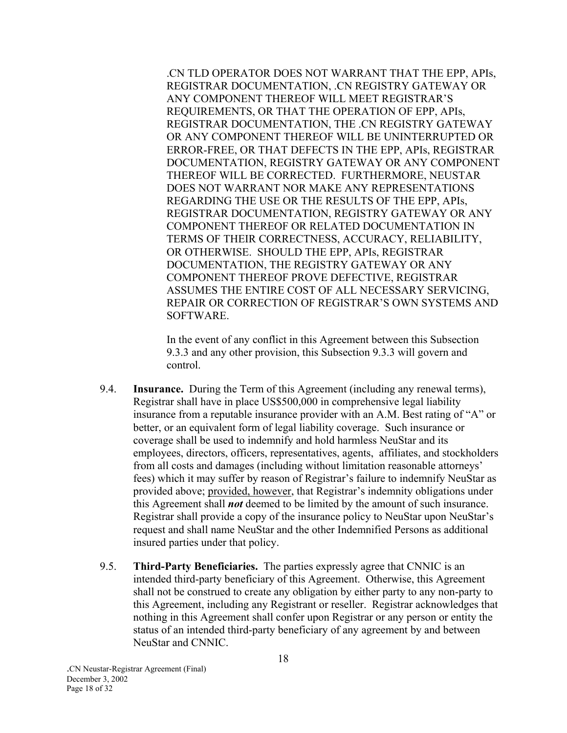.CN TLD OPERATOR DOES NOT WARRANT THAT THE EPP, APIs, REGISTRAR DOCUMENTATION, .CN REGISTRY GATEWAY OR ANY COMPONENT THEREOF WILL MEET REGISTRAR'S REQUIREMENTS, OR THAT THE OPERATION OF EPP, APIs, REGISTRAR DOCUMENTATION, THE .CN REGISTRY GATEWAY OR ANY COMPONENT THEREOF WILL BE UNINTERRUPTED OR ERROR-FREE, OR THAT DEFECTS IN THE EPP, APIs, REGISTRAR DOCUMENTATION, REGISTRY GATEWAY OR ANY COMPONENT THEREOF WILL BE CORRECTED. FURTHERMORE, NEUSTAR DOES NOT WARRANT NOR MAKE ANY REPRESENTATIONS REGARDING THE USE OR THE RESULTS OF THE EPP, APIs, REGISTRAR DOCUMENTATION, REGISTRY GATEWAY OR ANY COMPONENT THEREOF OR RELATED DOCUMENTATION IN TERMS OF THEIR CORRECTNESS, ACCURACY, RELIABILITY, OR OTHERWISE. SHOULD THE EPP, APIs, REGISTRAR DOCUMENTATION, THE REGISTRY GATEWAY OR ANY COMPONENT THEREOF PROVE DEFECTIVE, REGISTRAR ASSUMES THE ENTIRE COST OF ALL NECESSARY SERVICING, REPAIR OR CORRECTION OF REGISTRAR'S OWN SYSTEMS AND SOFTWARE.

In the event of any conflict in this Agreement between this Subsection 9.3.3 and any other provision, this Subsection 9.3.3 will govern and control.

9.4. **Insurance.** During the Term of this Agreement (including any renewal terms), Registrar shall have in place US$500,000 in comprehensive legal liability insurance from a reputable insurance provider with an A.M. Best rating of "A" or better, or an equivalent form of legal liability coverage. Such insurance or coverage shall be used to indemnify and hold harmless NeuStar and its employees, directors, officers, representatives, agents, affiliates, and stockholders from all costs and damages (including without limitation reasonable attorneys' fees) which it may suffer by reason of Registrar's failure to indemnify NeuStar as provided above; provided, however, that Registrar's indemnity obligations under this Agreement shall ***not*** deemed to be limited by the amount of such insurance. Registrar shall provide a copy of the insurance policy to NeuStar upon NeuStar's request and shall name NeuStar and the other Indemnified Persons as additional insured parties under that policy.

9.5. **Third-Party Beneficiaries.** The parties expressly agree that CNNIC is an intended third-party beneficiary of this Agreement. Otherwise, this Agreement shall not be construed to create any obligation by either party to any non-party to this Agreement, including any Registrant or reseller. Registrar acknowledges that nothing in this Agreement shall confer upon Registrar or any person or entity the status of an intended third-party beneficiary of any agreement by and between NeuStar and CNNIC.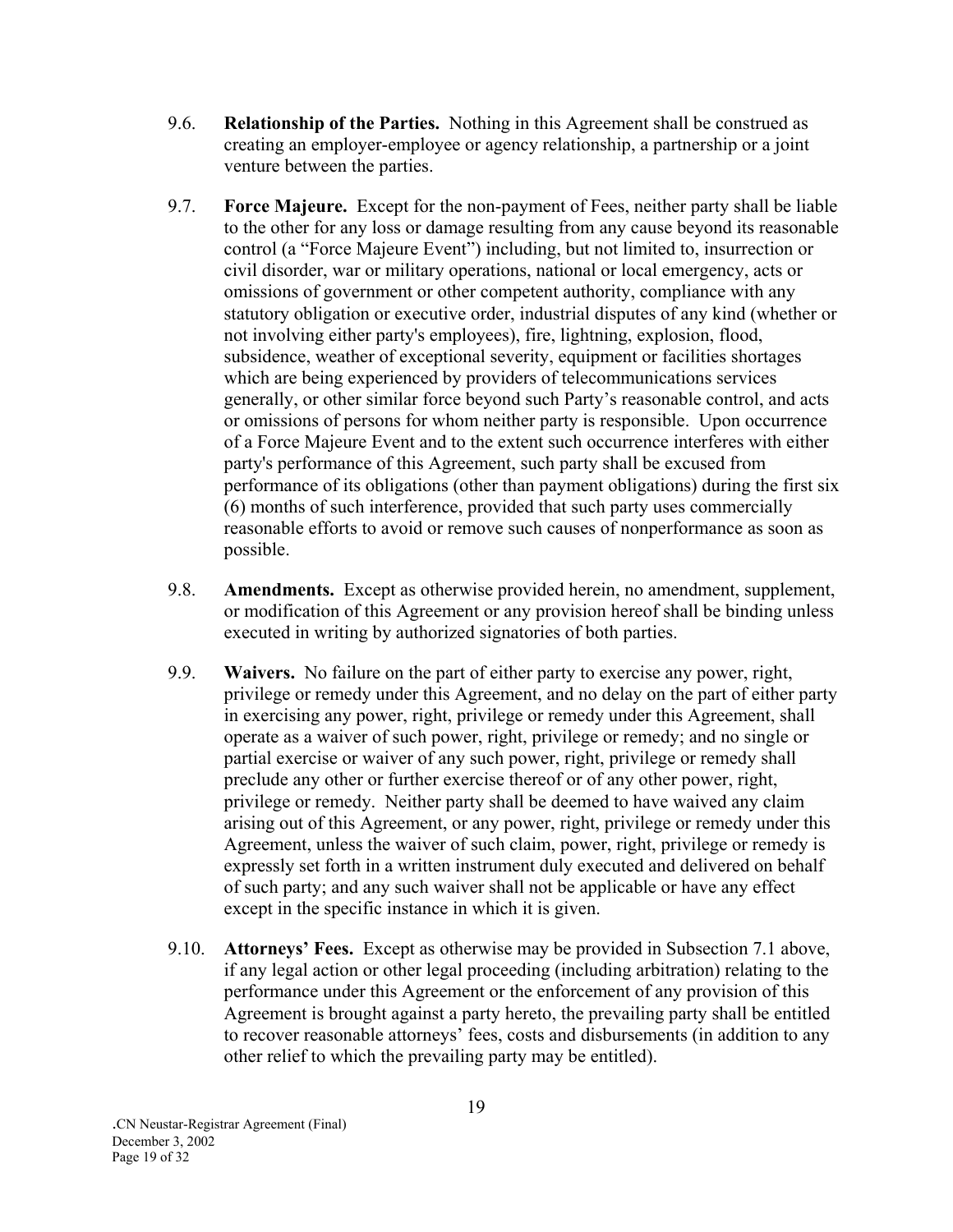9.6. **Relationship of the Parties.** Nothing in this Agreement shall be construed as creating an employer-employee or agency relationship, a partnership or a joint venture between the parties.

9.7. **Force Majeure.** Except for the non-payment of Fees, neither party shall be liable to the other for any loss or damage resulting from any cause beyond its reasonable control (a "Force Majeure Event") including, but not limited to, insurrection or civil disorder, war or military operations, national or local emergency, acts or omissions of government or other competent authority, compliance with any statutory obligation or executive order, industrial disputes of any kind (whether or not involving either party's employees), fire, lightning, explosion, flood, subsidence, weather of exceptional severity, equipment or facilities shortages which are being experienced by providers of telecommunications services generally, or other similar force beyond such Party's reasonable control, and acts or omissions of persons for whom neither party is responsible. Upon occurrence of a Force Majeure Event and to the extent such occurrence interferes with either party's performance of this Agreement, such party shall be excused from performance of its obligations (other than payment obligations) during the first six (6) months of such interference, provided that such party uses commercially reasonable efforts to avoid or remove such causes of nonperformance as soon as possible.

9.8. **Amendments.** Except as otherwise provided herein, no amendment, supplement, or modification of this Agreement or any provision hereof shall be binding unless executed in writing by authorized signatories of both parties.

9.9. **Waivers.** No failure on the part of either party to exercise any power, right, privilege or remedy under this Agreement, and no delay on the part of either party in exercising any power, right, privilege or remedy under this Agreement, shall operate as a waiver of such power, right, privilege or remedy; and no single or partial exercise or waiver of any such power, right, privilege or remedy shall preclude any other or further exercise thereof or of any other power, right, privilege or remedy. Neither party shall be deemed to have waived any claim arising out of this Agreement, or any power, right, privilege or remedy under this Agreement, unless the waiver of such claim, power, right, privilege or remedy is expressly set forth in a written instrument duly executed and delivered on behalf of such party; and any such waiver shall not be applicable or have any effect except in the specific instance in which it is given.

9.10. **Attorneys' Fees.** Except as otherwise may be provided in Subsection 7.1 above, if any legal action or other legal proceeding (including arbitration) relating to the performance under this Agreement or the enforcement of any provision of this Agreement is brought against a party hereto, the prevailing party shall be entitled to recover reasonable attorneys' fees, costs and disbursements (in addition to any other relief to which the prevailing party may be entitled).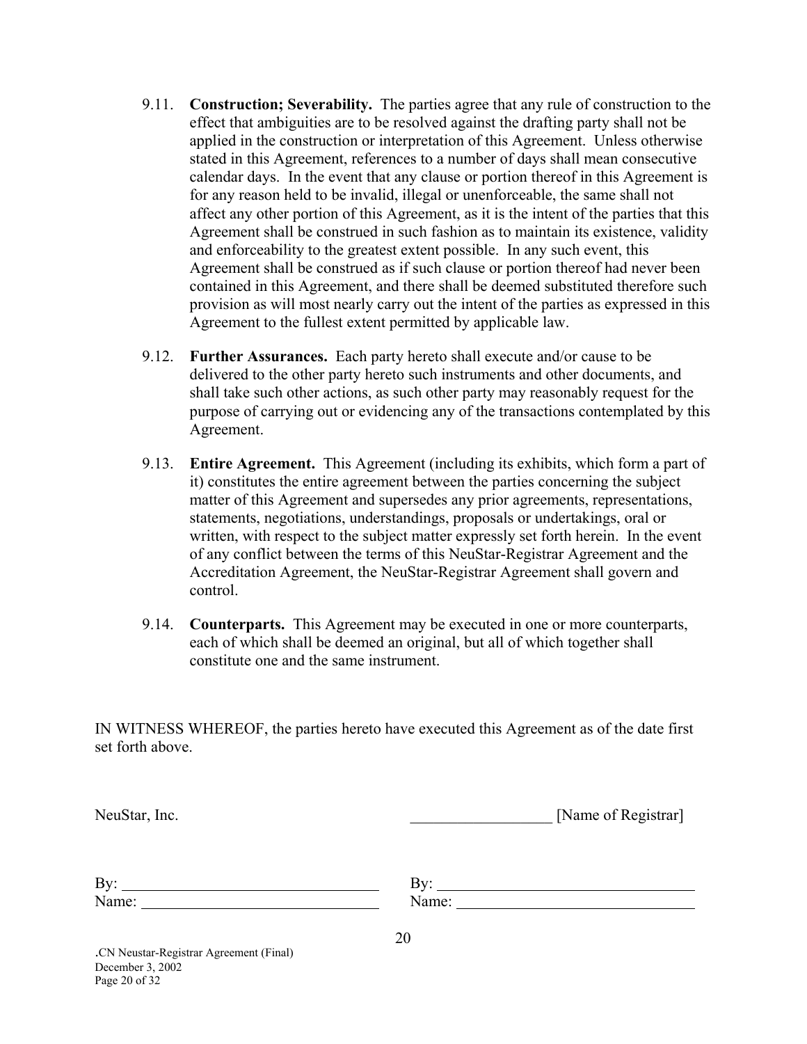9.11. **Construction; Severability.** The parties agree that any rule of construction to the effect that ambiguities are to be resolved against the drafting party shall not be applied in the construction or interpretation of this Agreement. Unless otherwise stated in this Agreement, references to a number of days shall mean consecutive calendar days. In the event that any clause or portion thereof in this Agreement is for any reason held to be invalid, illegal or unenforceable, the same shall not affect any other portion of this Agreement, as it is the intent of the parties that this Agreement shall be construed in such fashion as to maintain its existence, validity and enforceability to the greatest extent possible. In any such event, this Agreement shall be construed as if such clause or portion thereof had never been contained in this Agreement, and there shall be deemed substituted therefore such provision as will most nearly carry out the intent of the parties as expressed in this Agreement to the fullest extent permitted by applicable law.

9.12. **Further Assurances.** Each party hereto shall execute and/or cause to be delivered to the other party hereto such instruments and other documents, and shall take such other actions, as such other party may reasonably request for the purpose of carrying out or evidencing any of the transactions contemplated by this Agreement.

9.13. **Entire Agreement.** This Agreement (including its exhibits, which form a part of it) constitutes the entire agreement between the parties concerning the subject matter of this Agreement and supersedes any prior agreements, representations, statements, negotiations, understandings, proposals or undertakings, oral or written, with respect to the subject matter expressly set forth herein. In the event of any conflict between the terms of this NeuStar-Registrar Agreement and the Accreditation Agreement, the NeuStar-Registrar Agreement shall govern and control.

9.14. **Counterparts.** This Agreement may be executed in one or more counterparts, each of which shall be deemed an original, but all of which together shall constitute one and the same instrument.

IN WITNESS WHEREOF, the parties hereto have executed this Agreement as of the date first set forth above.

| NeuStar, Inc. | __________________ [Name of Registrar] |
|---|---|
| By: ______________________________ | By: ______________________________ |
| Name: ____________________________ | Name: ____________________________ |

.CN Neustar-Registrar Agreement (Final)
December 3, 2002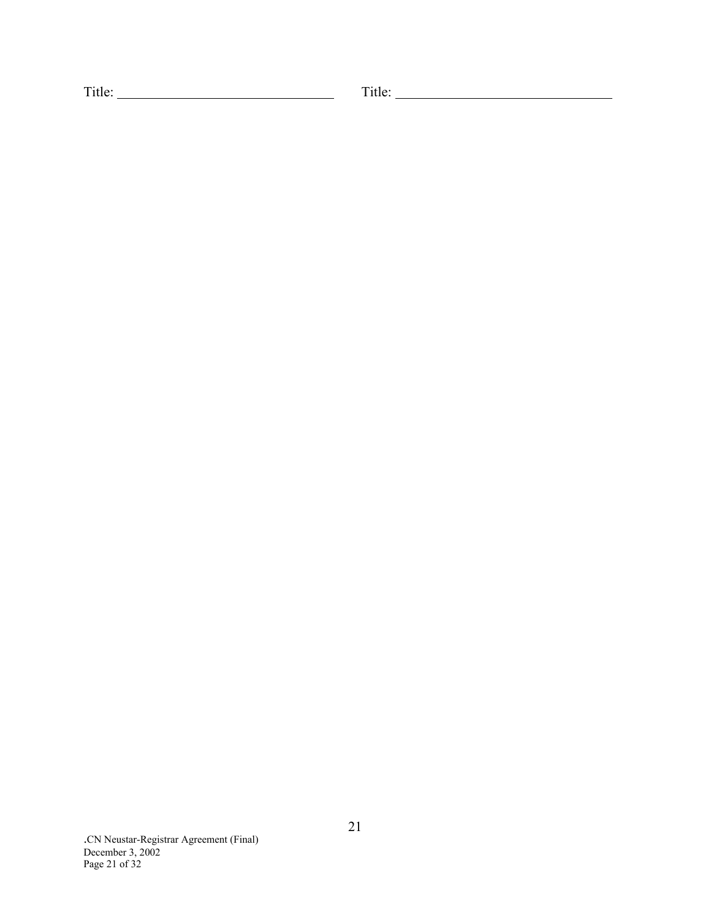Title: ______________________________ Title: ______________________________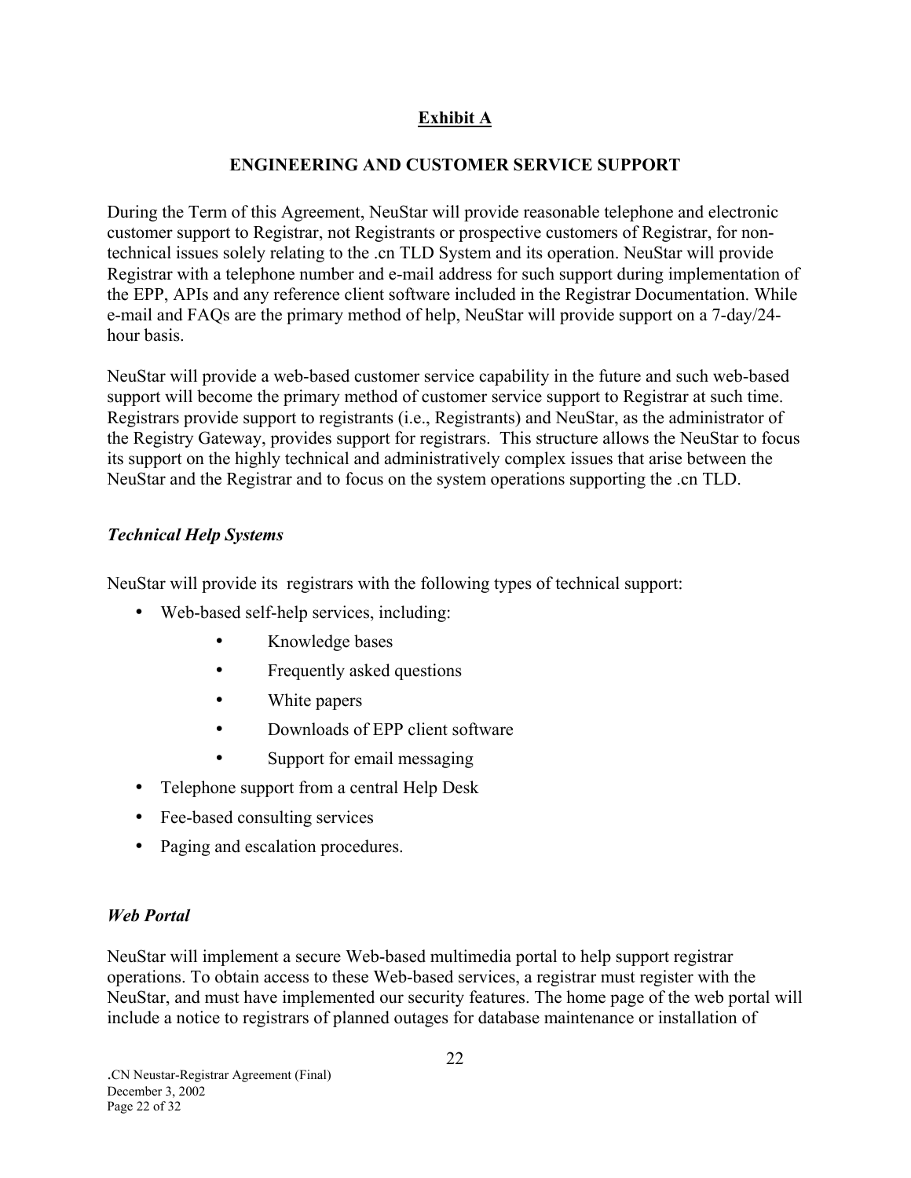## Exhibit A

### ENGINEERING AND CUSTOMER SERVICE SUPPORT

During the Term of this Agreement, NeuStar will provide reasonable telephone and electronic customer support to Registrar, not Registrants or prospective customers of Registrar, for non-technical issues solely relating to the .cn TLD System and its operation. NeuStar will provide Registrar with a telephone number and e-mail address for such support during implementation of the EPP, APIs and any reference client software included in the Registrar Documentation. While e-mail and FAQs are the primary method of help, NeuStar will provide support on a 7-day/24-hour basis.

NeuStar will provide a web-based customer service capability in the future and such web-based support will become the primary method of customer service support to Registrar at such time. Registrars provide support to registrants (i.e., Registrants) and NeuStar, as the administrator of the Registry Gateway, provides support for registrars. This structure allows the NeuStar to focus its support on the highly technical and administratively complex issues that arise between the NeuStar and the Registrar and to focus on the system operations supporting the .cn TLD.

### *Technical Help Systems*

NeuStar will provide its registrars with the following types of technical support:

- Web-based self-help services, including:
  - Knowledge bases
  - Frequently asked questions
  - White papers
  - Downloads of EPP client software
  - Support for email messaging
- Telephone support from a central Help Desk
- Fee-based consulting services
- Paging and escalation procedures.

### *Web Portal*

NeuStar will implement a secure Web-based multimedia portal to help support registrar operations. To obtain access to these Web-based services, a registrar must register with the NeuStar, and must have implemented our security features. The home page of the web portal will include a notice to registrars of planned outages for database maintenance or installation of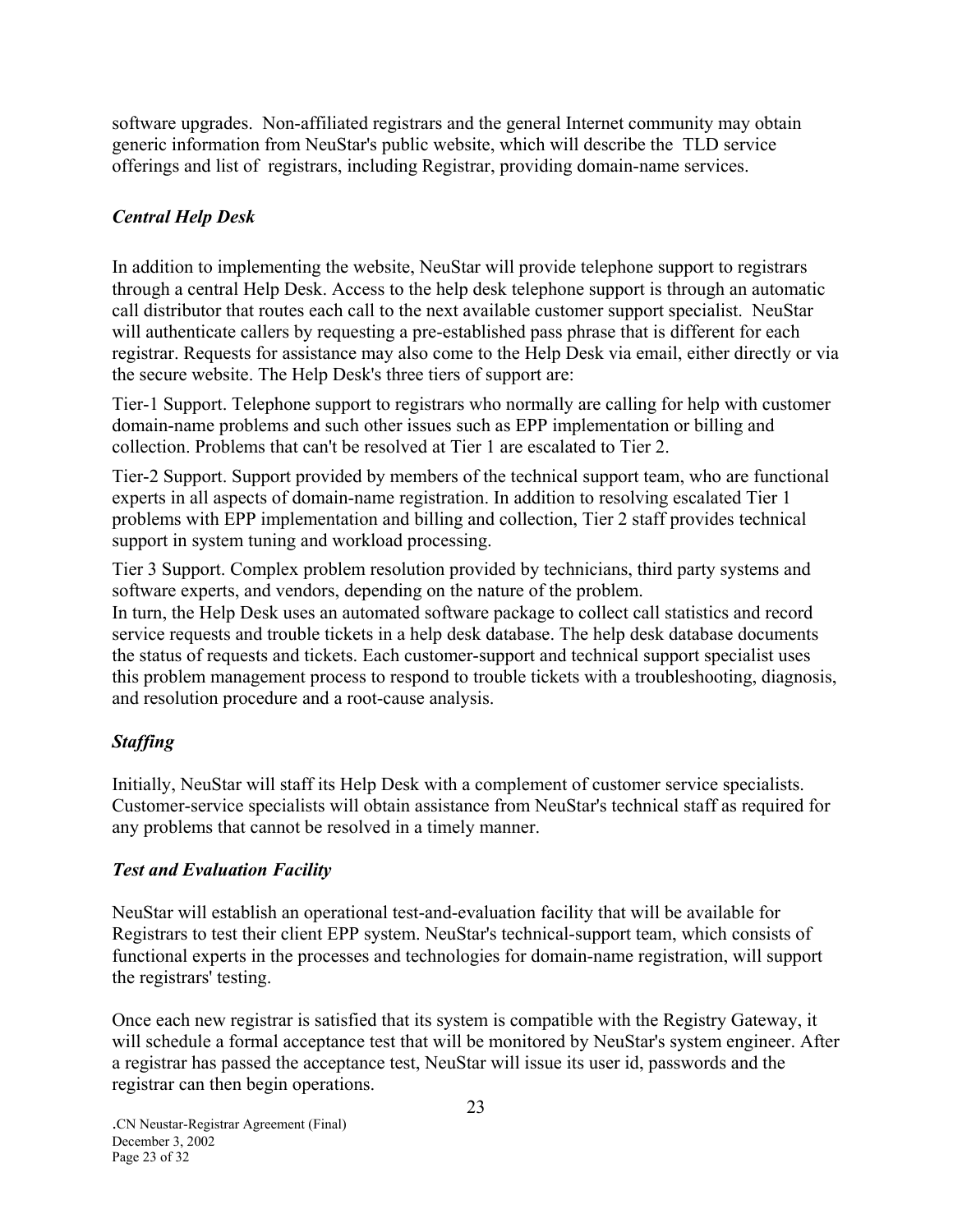software upgrades. Non-affiliated registrars and the general Internet community may obtain generic information from NeuStar's public website, which will describe the TLD service offerings and list of registrars, including Registrar, providing domain-name services.

### *Central Help Desk*

In addition to implementing the website, NeuStar will provide telephone support to registrars through a central Help Desk. Access to the help desk telephone support is through an automatic call distributor that routes each call to the next available customer support specialist. NeuStar will authenticate callers by requesting a pre-established pass phrase that is different for each registrar. Requests for assistance may also come to the Help Desk via email, either directly or via the secure website. The Help Desk's three tiers of support are:

Tier-1 Support. Telephone support to registrars who normally are calling for help with customer domain-name problems and such other issues such as EPP implementation or billing and collection. Problems that can't be resolved at Tier 1 are escalated to Tier 2.

Tier-2 Support. Support provided by members of the technical support team, who are functional experts in all aspects of domain-name registration. In addition to resolving escalated Tier 1 problems with EPP implementation and billing and collection, Tier 2 staff provides technical support in system tuning and workload processing.

Tier 3 Support. Complex problem resolution provided by technicians, third party systems and software experts, and vendors, depending on the nature of the problem.
In turn, the Help Desk uses an automated software package to collect call statistics and record service requests and trouble tickets in a help desk database. The help desk database documents the status of requests and tickets. Each customer-support and technical support specialist uses this problem management process to respond to trouble tickets with a troubleshooting, diagnosis, and resolution procedure and a root-cause analysis.

### *Staffing*

Initially, NeuStar will staff its Help Desk with a complement of customer service specialists. Customer-service specialists will obtain assistance from NeuStar's technical staff as required for any problems that cannot be resolved in a timely manner.

### *Test and Evaluation Facility*

NeuStar will establish an operational test-and-evaluation facility that will be available for Registrars to test their client EPP system. NeuStar's technical-support team, which consists of functional experts in the processes and technologies for domain-name registration, will support the registrars' testing.

Once each new registrar is satisfied that its system is compatible with the Registry Gateway, it will schedule a formal acceptance test that will be monitored by NeuStar's system engineer. After a registrar has passed the acceptance test, NeuStar will issue its user id, passwords and the registrar can then begin operations.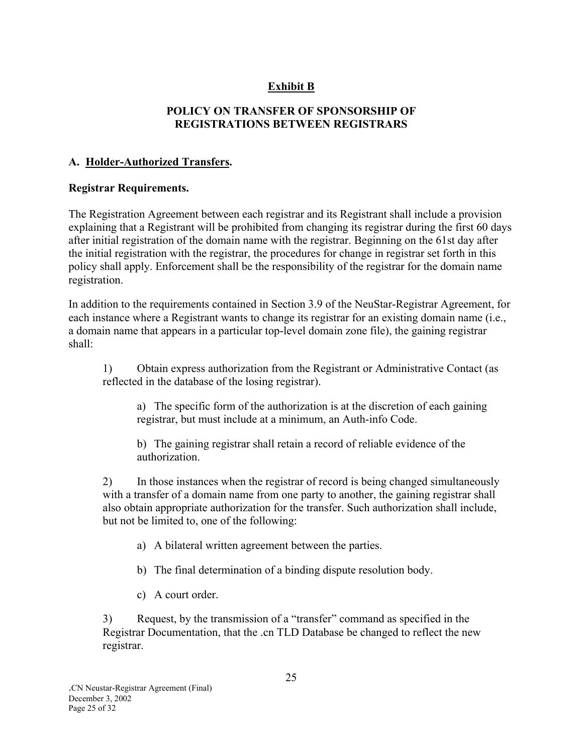## Exhibit B

### POLICY ON TRANSFER OF SPONSORSHIP OF REGISTRATIONS BETWEEN REGISTRARS

### A. Holder-Authorized Transfers.

**Registrar Requirements.**

The Registration Agreement between each registrar and its Registrant shall include a provision explaining that a Registrant will be prohibited from changing its registrar during the first 60 days after initial registration of the domain name with the registrar. Beginning on the 61st day after the initial registration with the registrar, the procedures for change in registrar set forth in this policy shall apply. Enforcement shall be the responsibility of the registrar for the domain name registration.

In addition to the requirements contained in Section 3.9 of the NeuStar-Registrar Agreement, for each instance where a Registrant wants to change its registrar for an existing domain name (i.e., a domain name that appears in a particular top-level domain zone file), the gaining registrar shall:

1) Obtain express authorization from the Registrant or Administrative Contact (as reflected in the database of the losing registrar).

   a) The specific form of the authorization is at the discretion of each gaining registrar, but must include at a minimum, an Auth-info Code.

   b) The gaining registrar shall retain a record of reliable evidence of the authorization.

2) In those instances when the registrar of record is being changed simultaneously with a transfer of a domain name from one party to another, the gaining registrar shall also obtain appropriate authorization for the transfer. Such authorization shall include, but not be limited to, one of the following:

   a) A bilateral written agreement between the parties.

   b) The final determination of a binding dispute resolution body.

   c) A court order.

3) Request, by the transmission of a "transfer" command as specified in the Registrar Documentation, that the .cn TLD Database be changed to reflect the new registrar.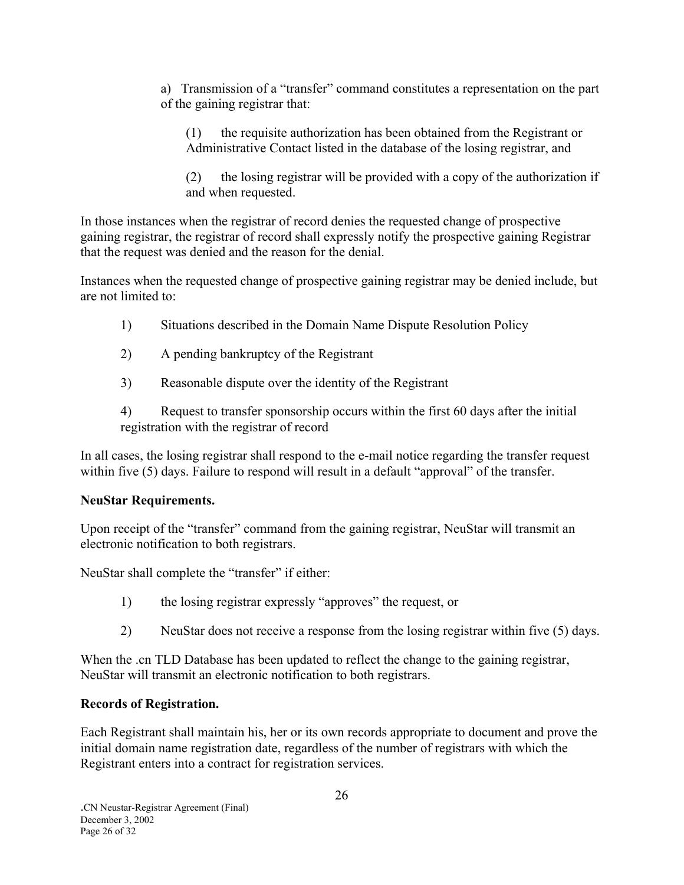a) Transmission of a "transfer" command constitutes a representation on the part of the gaining registrar that:

(1) the requisite authorization has been obtained from the Registrant or Administrative Contact listed in the database of the losing registrar, and

(2) the losing registrar will be provided with a copy of the authorization if and when requested.

In those instances when the registrar of record denies the requested change of prospective gaining registrar, the registrar of record shall expressly notify the prospective gaining Registrar that the request was denied and the reason for the denial.

Instances when the requested change of prospective gaining registrar may be denied include, but are not limited to:

1) Situations described in the Domain Name Dispute Resolution Policy

2) A pending bankruptcy of the Registrant

3) Reasonable dispute over the identity of the Registrant

4) Request to transfer sponsorship occurs within the first 60 days after the initial registration with the registrar of record

In all cases, the losing registrar shall respond to the e-mail notice regarding the transfer request within five (5) days. Failure to respond will result in a default "approval" of the transfer.

**NeuStar Requirements.**

Upon receipt of the "transfer" command from the gaining registrar, NeuStar will transmit an electronic notification to both registrars.

NeuStar shall complete the "transfer" if either:

1) the losing registrar expressly "approves" the request, or

2) NeuStar does not receive a response from the losing registrar within five (5) days.

When the .cn TLD Database has been updated to reflect the change to the gaining registrar, NeuStar will transmit an electronic notification to both registrars.

**Records of Registration.**

Each Registrant shall maintain his, her or its own records appropriate to document and prove the initial domain name registration date, regardless of the number of registrars with which the Registrant enters into a contract for registration services.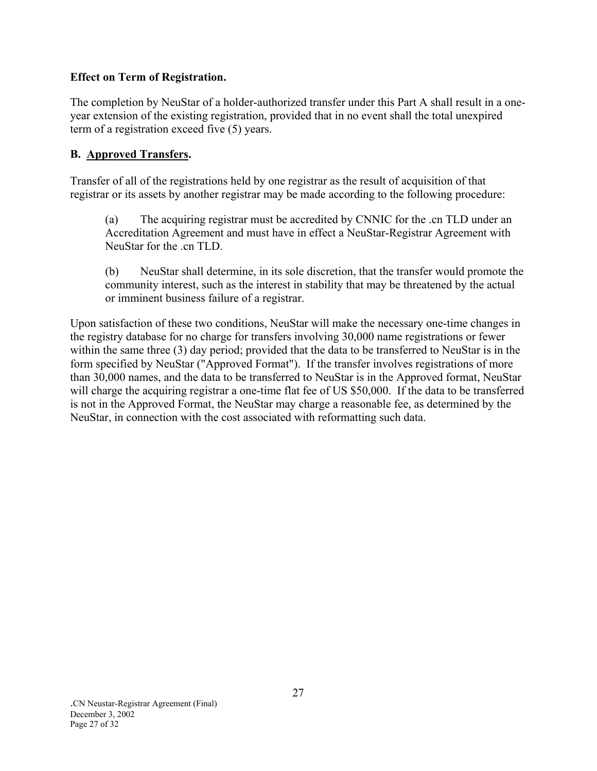**Effect on Term of Registration.**

The completion by NeuStar of a holder-authorized transfer under this Part A shall result in a one-year extension of the existing registration, provided that in no event shall the total unexpired term of a registration exceed five (5) years.

**B. Approved Transfers.**

Transfer of all of the registrations held by one registrar as the result of acquisition of that registrar or its assets by another registrar may be made according to the following procedure:

(a) The acquiring registrar must be accredited by CNNIC for the .cn TLD under an Accreditation Agreement and must have in effect a NeuStar-Registrar Agreement with NeuStar for the .cn TLD.

(b) NeuStar shall determine, in its sole discretion, that the transfer would promote the community interest, such as the interest in stability that may be threatened by the actual or imminent business failure of a registrar.

Upon satisfaction of these two conditions, NeuStar will make the necessary one-time changes in the registry database for no charge for transfers involving 30,000 name registrations or fewer within the same three (3) day period; provided that the data to be transferred to NeuStar is in the form specified by NeuStar ("Approved Format"). If the transfer involves registrations of more than 30,000 names, and the data to be transferred to NeuStar is in the Approved format, NeuStar will charge the acquiring registrar a one-time flat fee of US $50,000. If the data to be transferred is not in the Approved Format, the NeuStar may charge a reasonable fee, as determined by the NeuStar, in connection with the cost associated with reformatting such data.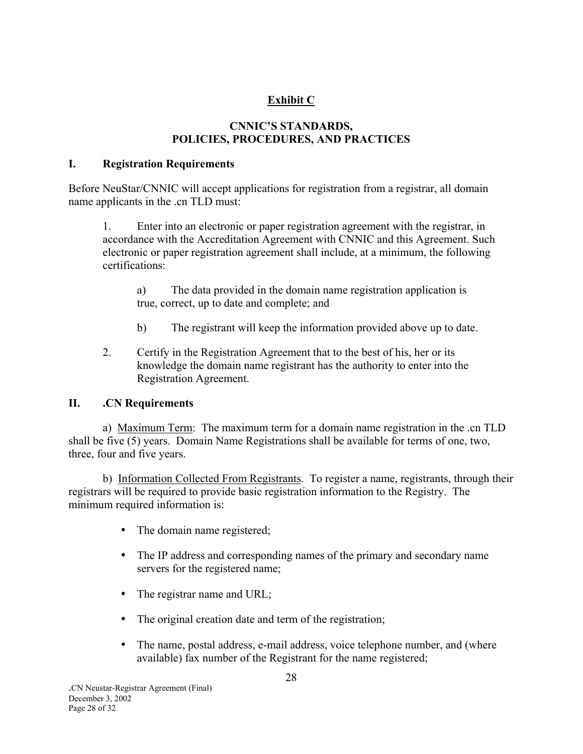## Exhibit C

### CNNIC'S STANDARDS, POLICIES, PROCEDURES, AND PRACTICES

### I. Registration Requirements

Before NeuStar/CNNIC will accept applications for registration from a registrar, all domain name applicants in the .cn TLD must:

1. Enter into an electronic or paper registration agreement with the registrar, in accordance with the Accreditation Agreement with CNNIC and this Agreement. Such electronic or paper registration agreement shall include, at a minimum, the following certifications:

   a) The data provided in the domain name registration application is true, correct, up to date and complete; and

   b) The registrant will keep the information provided above up to date.

2. Certify in the Registration Agreement that to the best of his, her or its knowledge the domain name registrant has the authority to enter into the Registration Agreement.

### II. .CN Requirements

a) Maximum Term: The maximum term for a domain name registration in the .cn TLD shall be five (5) years. Domain Name Registrations shall be available for terms of one, two, three, four and five years.

b) Information Collected From Registrants. To register a name, registrants, through their registrars will be required to provide basic registration information to the Registry. The minimum required information is:

- The domain name registered;
- The IP address and corresponding names of the primary and secondary name servers for the registered name;
- The registrar name and URL;
- The original creation date and term of the registration;
- The name, postal address, e-mail address, voice telephone number, and (where available) fax number of the Registrant for the name registered;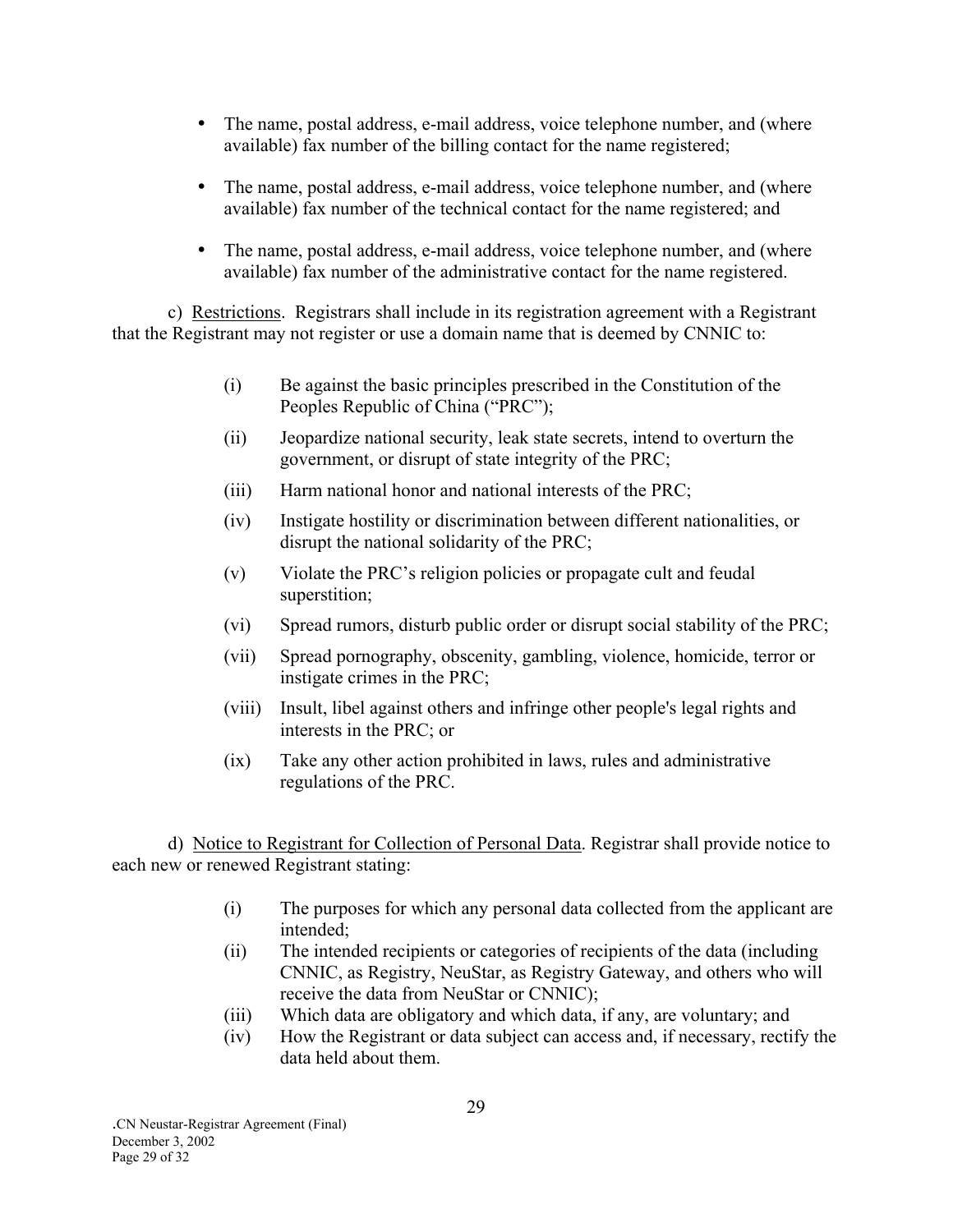- The name, postal address, e-mail address, voice telephone number, and (where available) fax number of the billing contact for the name registered;
- The name, postal address, e-mail address, voice telephone number, and (where available) fax number of the technical contact for the name registered; and
- The name, postal address, e-mail address, voice telephone number, and (where available) fax number of the administrative contact for the name registered.

c) Restrictions. Registrars shall include in its registration agreement with a Registrant that the Registrant may not register or use a domain name that is deemed by CNNIC to:

(i) Be against the basic principles prescribed in the Constitution of the Peoples Republic of China ("PRC");

(ii) Jeopardize national security, leak state secrets, intend to overturn the government, or disrupt of state integrity of the PRC;

(iii) Harm national honor and national interests of the PRC;

(iv) Instigate hostility or discrimination between different nationalities, or disrupt the national solidarity of the PRC;

(v) Violate the PRC's religion policies or propagate cult and feudal superstition;

(vi) Spread rumors, disturb public order or disrupt social stability of the PRC;

(vii) Spread pornography, obscenity, gambling, violence, homicide, terror or instigate crimes in the PRC;

(viii) Insult, libel against others and infringe other people's legal rights and interests in the PRC; or

(ix) Take any other action prohibited in laws, rules and administrative regulations of the PRC.

d) Notice to Registrant for Collection of Personal Data. Registrar shall provide notice to each new or renewed Registrant stating:

(i) The purposes for which any personal data collected from the applicant are intended;

(ii) The intended recipients or categories of recipients of the data (including CNNIC, as Registry, NeuStar, as Registry Gateway, and others who will receive the data from NeuStar or CNNIC);

(iii) Which data are obligatory and which data, if any, are voluntary; and

(iv) How the Registrant or data subject can access and, if necessary, rectify the data held about them.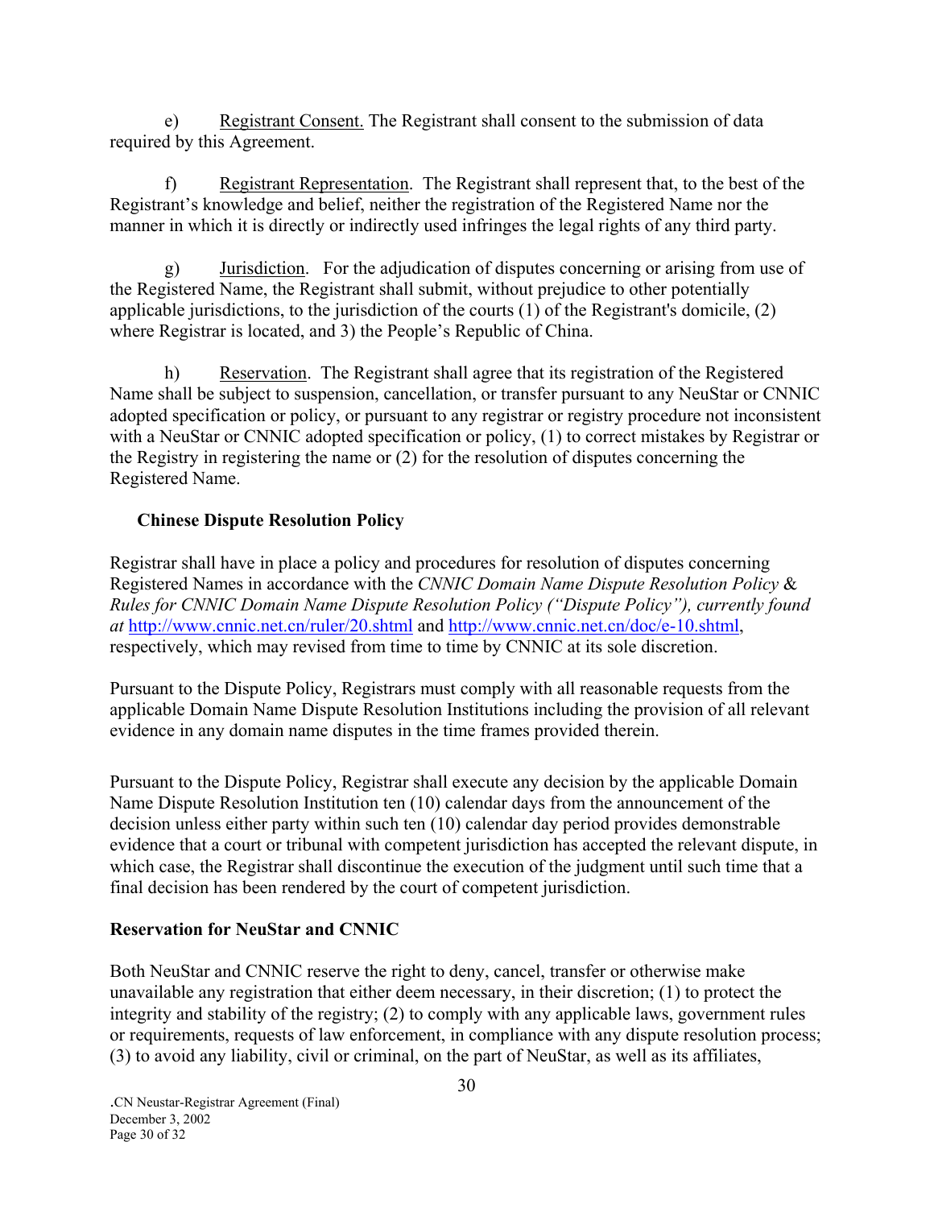e) Registrant Consent. The Registrant shall consent to the submission of data required by this Agreement.

f) Registrant Representation. The Registrant shall represent that, to the best of the Registrant's knowledge and belief, neither the registration of the Registered Name nor the manner in which it is directly or indirectly used infringes the legal rights of any third party.

g) Jurisdiction. For the adjudication of disputes concerning or arising from use of the Registered Name, the Registrant shall submit, without prejudice to other potentially applicable jurisdictions, to the jurisdiction of the courts (1) of the Registrant's domicile, (2) where Registrar is located, and 3) the People's Republic of China.

h) Reservation. The Registrant shall agree that its registration of the Registered Name shall be subject to suspension, cancellation, or transfer pursuant to any NeuStar or CNNIC adopted specification or policy, or pursuant to any registrar or registry procedure not inconsistent with a NeuStar or CNNIC adopted specification or policy, (1) to correct mistakes by Registrar or the Registry in registering the name or (2) for the resolution of disputes concerning the Registered Name.

**Chinese Dispute Resolution Policy**

Registrar shall have in place a policy and procedures for resolution of disputes concerning Registered Names in accordance with the *CNNIC Domain Name Dispute Resolution Policy & Rules for CNNIC Domain Name Dispute Resolution Policy ("Dispute Policy"), currently found at* http://www.cnnic.net.cn/ruler/20.shtml and http://www.cnnic.net.cn/doc/e-10.shtml, respectively, which may revised from time to time by CNNIC at its sole discretion.

Pursuant to the Dispute Policy, Registrars must comply with all reasonable requests from the applicable Domain Name Dispute Resolution Institutions including the provision of all relevant evidence in any domain name disputes in the time frames provided therein.

Pursuant to the Dispute Policy, Registrar shall execute any decision by the applicable Domain Name Dispute Resolution Institution ten (10) calendar days from the announcement of the decision unless either party within such ten (10) calendar day period provides demonstrable evidence that a court or tribunal with competent jurisdiction has accepted the relevant dispute, in which case, the Registrar shall discontinue the execution of the judgment until such time that a final decision has been rendered by the court of competent jurisdiction.

**Reservation for NeuStar and CNNIC**

Both NeuStar and CNNIC reserve the right to deny, cancel, transfer or otherwise make unavailable any registration that either deem necessary, in their discretion; (1) to protect the integrity and stability of the registry; (2) to comply with any applicable laws, government rules or requirements, requests of law enforcement, in compliance with any dispute resolution process; (3) to avoid any liability, civil or criminal, on the part of NeuStar, as well as its affiliates,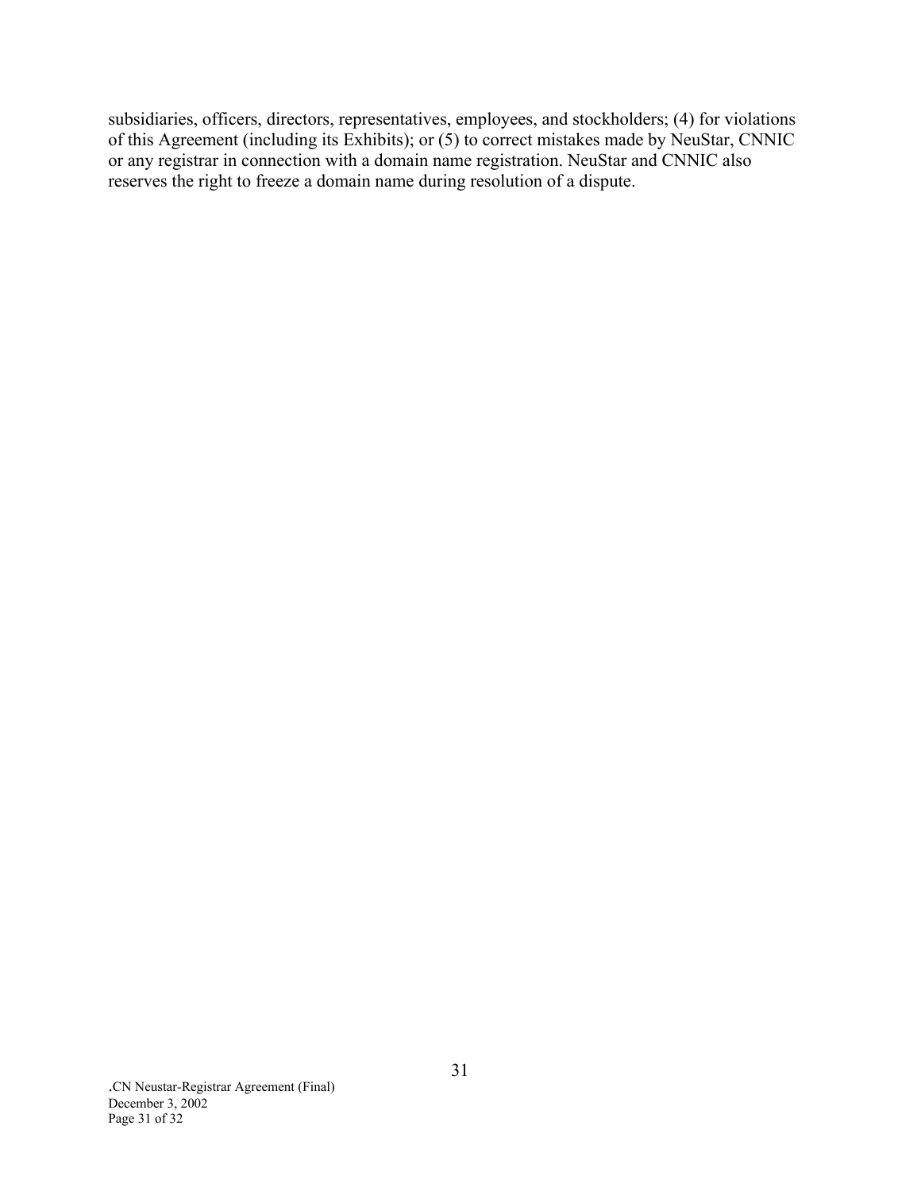subsidiaries, officers, directors, representatives, employees, and stockholders; (4) for violations of this Agreement (including its Exhibits); or (5) to correct mistakes made by NeuStar, CNNIC or any registrar in connection with a domain name registration. NeuStar and CNNIC also reserves the right to freeze a domain name during resolution of a dispute.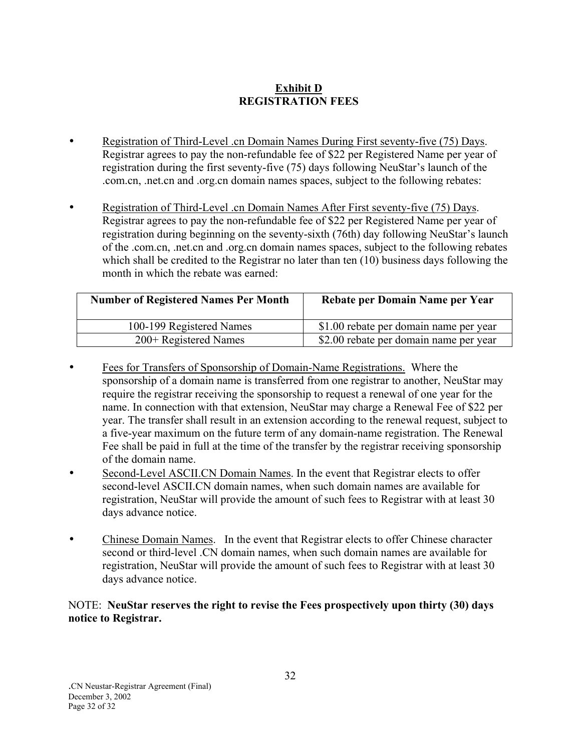# Exhibit D
## REGISTRATION FEES

- Registration of Third-Level .cn Domain Names During First seventy-five (75) Days. Registrar agrees to pay the non-refundable fee of $22 per Registered Name per year of registration during the first seventy-five (75) days following NeuStar's launch of the .com.cn, .net.cn and .org.cn domain names spaces, subject to the following rebates:

- Registration of Third-Level .cn Domain Names After First seventy-five (75) Days. Registrar agrees to pay the non-refundable fee of $22 per Registered Name per year of registration during beginning on the seventy-sixth (76th) day following NeuStar's launch of the .com.cn, .net.cn and .org.cn domain names spaces, subject to the following rebates which shall be credited to the Registrar no later than ten (10) business days following the month in which the rebate was earned:

| Number of Registered Names Per Month | Rebate per Domain Name per Year |
|---|---|
| 100-199 Registered Names | $1.00 rebate per domain name per year |
| 200+ Registered Names | $2.00 rebate per domain name per year |

- Fees for Transfers of Sponsorship of Domain-Name Registrations. Where the sponsorship of a domain name is transferred from one registrar to another, NeuStar may require the registrar receiving the sponsorship to request a renewal of one year for the name. In connection with that extension, NeuStar may charge a Renewal Fee of $22 per year. The transfer shall result in an extension according to the renewal request, subject to a five-year maximum on the future term of any domain-name registration. The Renewal Fee shall be paid in full at the time of the transfer by the registrar receiving sponsorship of the domain name.
- Second-Level ASCII.CN Domain Names. In the event that Registrar elects to offer second-level ASCII.CN domain names, when such domain names are available for registration, NeuStar will provide the amount of such fees to Registrar with at least 30 days advance notice.

- Chinese Domain Names. In the event that Registrar elects to offer Chinese character second or third-level .CN domain names, when such domain names are available for registration, NeuStar will provide the amount of such fees to Registrar with at least 30 days advance notice.

NOTE: **NeuStar reserves the right to revise the Fees prospectively upon thirty (30) days notice to Registrar.**

.CN Neustar-Registrar Agreement (Final)
December 3, 2002